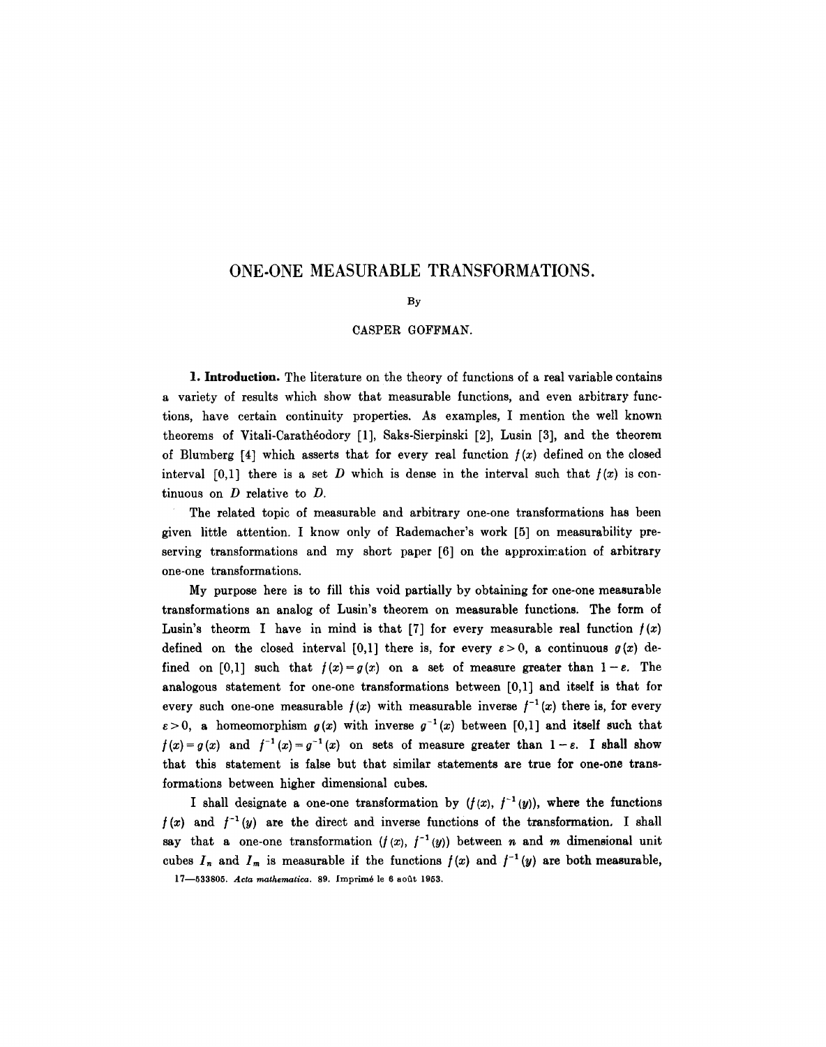# ONE-ONE MEASURABLE TRANSFORMATIONS.

By

CASPER GOFFMAN.

**1. Introduction.** The literature on the theory of functions of a real variable contains a variety of results which show that measurable functions, and even arbitrary functions, have certain continuity properties. As examples, I mention the well known theorems of Vitali-Carathéodory [1], Saks-Sierpinski [2], Lusin [3], and the theorem of Blumberg [4] which asserts that for every real function $f(x)$ defined on the closed interval $[0,1]$ there is a set $D$ which is dense in the interval such that $f(x)$ is continuous on $D$ relative to $D$.

The related topic of measurable and arbitrary one-one transformations has been given little attention. I know only of Rademacher's work [5] on measurability preserving transformations and my short paper [6] on the approximation of arbitrary one-one transformations.

My purpose here is to fill this void partially by obtaining for one-one measurable transformations an analog of Lusin's theorem on measurable functions. The form of Lusin's theorm I have in mind is that [7] for every measurable real function $f(x)$ defined on the closed interval $[0,1]$ there is, for every $\varepsilon > 0$, a continuous $g(x)$ defined on $[0,1]$ such that $f(x) = g(x)$ on a set of measure greater than $1 - \varepsilon$. The analogous statement for one-one transformations between $[0,1]$ and itself is that for every such one-one measurable $f(x)$ with measurable inverse $f^{-1}(x)$ there is, for every $\varepsilon > 0$, a homeomorphism $g(x)$ with inverse $g^{-1}(x)$ between $[0,1]$ and itself such that $f(x) = g(x)$ and $f^{-1}(x) = g^{-1}(x)$ on sets of measure greater than $1 - \varepsilon$. I shall show that this statement is false but that similar statements are true for one-one transformations between higher dimensional cubes.

I shall designate a one-one transformation by $(f(x), f^{-1}(y))$, where the functions $f(x)$ and $f^{-1}(y)$ are the direct and inverse functions of the transformation. I shall say that a one-one transformation $(f(x), f^{-1}(y))$ between $n$ and $m$ dimensional unit cubes $I_n$ and $I_m$ is measurable if the functions $f(x)$ and $f^{-1}(y)$ are both measurable,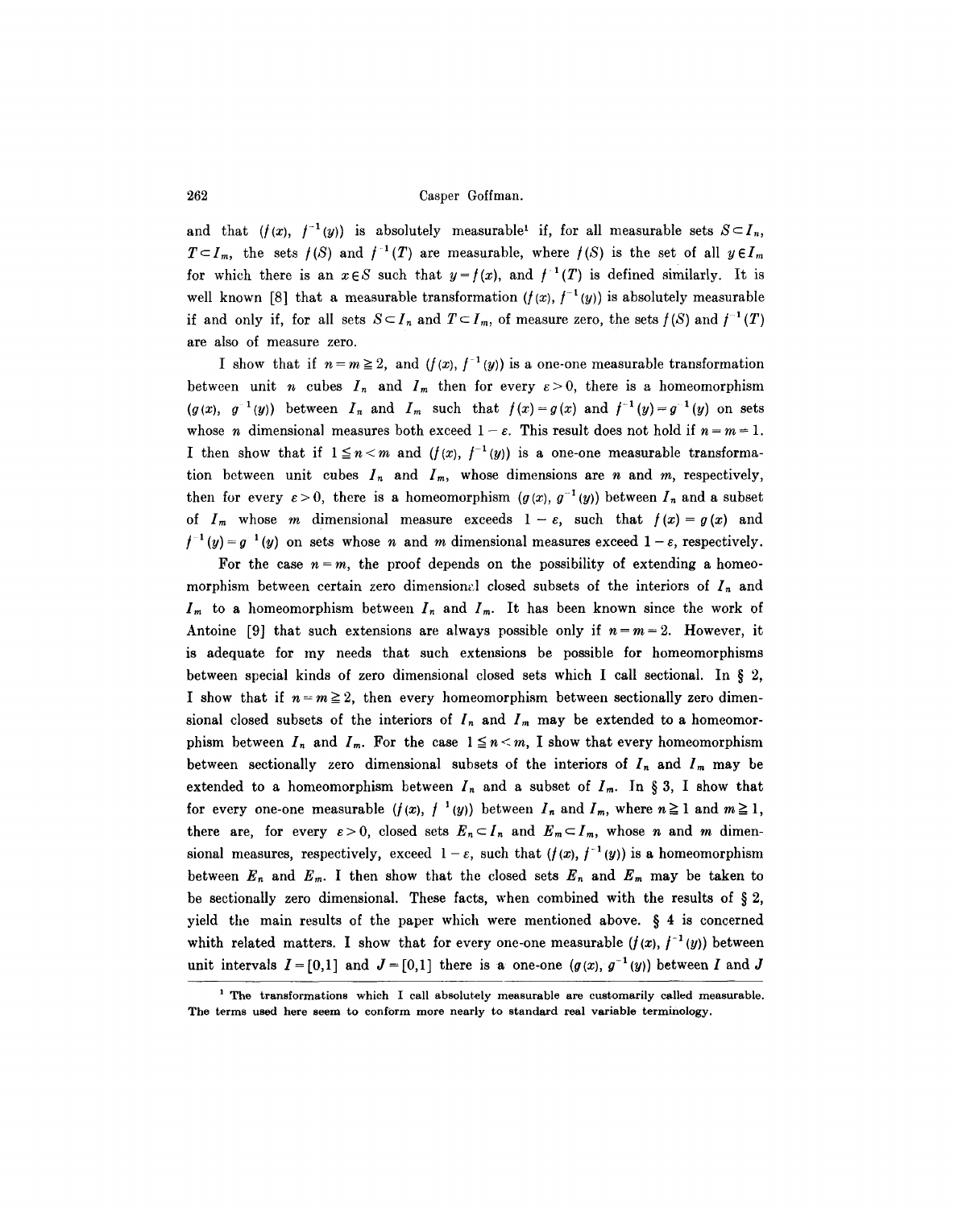and that $(f(x), f^{-1}(y))$ is absolutely measurable[1] if, for all measurable sets $S \subset I_n$, $T \subset I_m$, the sets $f(S)$ and $f^{-1}(T)$ are measurable, where $f(S)$ is the set of all $y \in I_m$ for which there is an $x \in S$ such that $y = f(x)$, and $f^{-1}(T)$ is defined similarly. It is well known [8] that a measurable transformation $(f(x), f^{-1}(y))$ is absolutely measurable if and only if, for all sets $S \subset I_n$ and $T \subset I_m$, of measure zero, the sets $f(S)$ and $f^{-1}(T)$ are also of measure zero.

I show that if $n = m \geqq 2$, and $(f(x), f^{-1}(y))$ is a one-one measurable transformation between unit $n$ cubes $I_n$ and $I_m$ then for every $\varepsilon > 0$, there is a homeomorphism $(g(x), g^{-1}(y))$ between $I_n$ and $I_m$ such that $f(x) = g(x)$ and $f^{-1}(y) = g^{-1}(y)$ on sets whose $n$ dimensional measures both exceed $1 - \varepsilon$. This result does not hold if $n = m = 1$. I then show that if $1 \leqq n < m$ and $(f(x), f^{-1}(y))$ is a one-one measurable transformation between unit cubes $I_n$ and $I_m$, whose dimensions are $n$ and $m$, respectively, then for every $\varepsilon > 0$, there is a homeomorphism $(g(x), g^{-1}(y))$ between $I_n$ and a subset of $I_m$ whose $m$ dimensional measure exceeds $1 - \varepsilon$, such that $f(x) = g(x)$ and $f^{-1}(y) = g^{-1}(y)$ on sets whose $n$ and $m$ dimensional measures exceed $1 - \varepsilon$, respectively.

For the case $n = m$, the proof depends on the possibility of extending a homeomorphism between certain zero dimensional closed subsets of the interiors of $I_n$ and $I_m$ to a homeomorphism between $I_n$ and $I_m$. It has been known since the work of Antoine [9] that such extensions are always possible only if $n = m = 2$. However, it is adequate for my needs that such extensions be possible for homeomorphisms between special kinds of zero dimensional closed sets which I call sectional. In § 2, I show that if $n = m \geqq 2$, then every homeomorphism between sectionally zero dimensional closed subsets of the interiors of $I_n$ and $I_m$ may be extended to a homeomorphism between $I_n$ and $I_m$. For the case $1 \leqq n < m$, I show that every homeomorphism between sectionally zero dimensional subsets of the interiors of $I_n$ and $I_m$ may be extended to a homeomorphism between $I_n$ and a subset of $I_m$. In § 3, I show that for every one-one measurable $(f(x), f^{-1}(y))$ between $I_n$ and $I_m$, where $n \geqq 1$ and $m \geqq 1$, there are, for every $\varepsilon > 0$, closed sets $E_n \subset I_n$ and $E_m \subset I_m$, whose $n$ and $m$ dimensional measures, respectively, exceed $1 - \varepsilon$, such that $(f(x), f^{-1}(y))$ is a homeomorphism between $E_n$ and $E_m$. I then show that the closed sets $E_n$ and $E_m$ may be taken to be sectionally zero dimensional. These facts, when combined with the results of § 2, yield the main results of the paper which were mentioned above. § 4 is concerned whith related matters. I show that for every one-one measurable $(f(x), f^{-1}(y))$ between unit intervals $I = [0,1]$ and $J = [0,1]$ there is a one-one $(g(x), g^{-1}(y))$ between $I$ and $J$

[1] The transformations which I call absolutely measurable are customarily called measurable. The terms used here seem to conform more nearly to standard real variable terminology.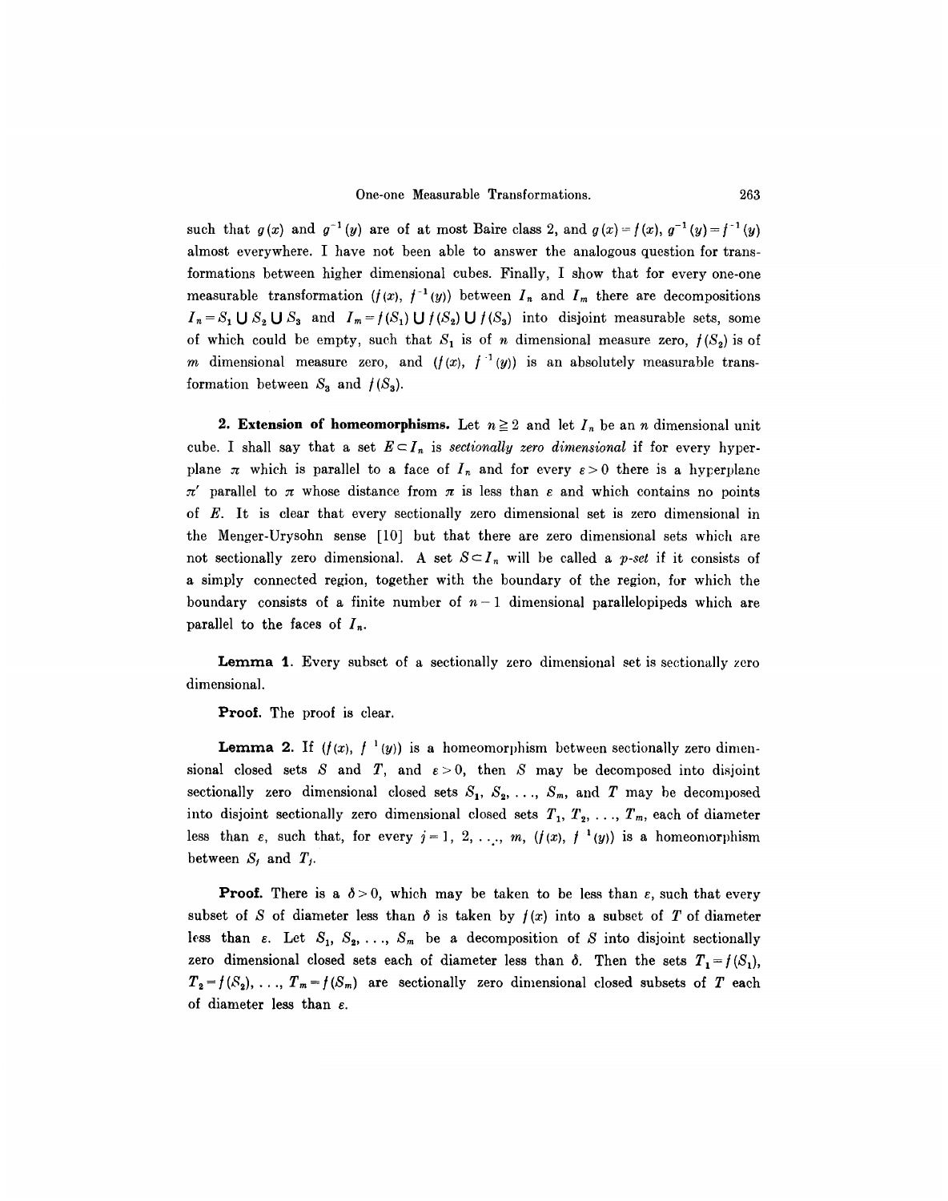such that $g(x)$ and $g^{-1}(y)$ are of at most Baire class 2, and $g(x)=f(x)$, $g^{-1}(y)=f^{-1}(y)$ almost everywhere. I have not been able to answer the analogous question for transformations between higher dimensional cubes. Finally, I show that for every one-one measurable transformation $(f(x), f^{-1}(y))$ between $I_n$ and $I_m$ there are decompositions $I_n = S_1 \cup S_2 \cup S_3$ and $I_m = f(S_1) \cup f(S_2) \cup f(S_3)$ into disjoint measurable sets, some of which could be empty, such that $S_1$ is of $n$ dimensional measure zero, $f(S_2)$ is of $m$ dimensional measure zero, and $(f(x), f^{-1}(y))$ is an absolutely measurable transformation between $S_3$ and $f(S_3)$.

**2. Extension of homeomorphisms.** Let $n \geqq 2$ and let $I_n$ be an $n$ dimensional unit cube. I shall say that a set $E \subset I_n$ is *sectionally zero dimensional* if for every hyperplane $\pi$ which is parallel to a face of $I_n$ and for every $\varepsilon > 0$ there is a hyperplane $\pi'$ parallel to $\pi$ whose distance from $\pi$ is less than $\varepsilon$ and which contains no points of $E$. It is clear that every sectionally zero dimensional set is zero dimensional in the Menger-Urysohn sense [10] but that there are zero dimensional sets which are not sectionally zero dimensional. A set $S \subset I_n$ will be called a *p-set* if it consists of a simply connected region, together with the boundary of the region, for which the boundary consists of a finite number of $n-1$ dimensional parallelopipeds which are parallel to the faces of $I_n$.

**Lemma 1.** Every subset of a sectionally zero dimensional set is sectionally zero dimensional.

**Proof.** The proof is clear.

**Lemma 2.** If $(f(x), f^{-1}(y))$ is a homeomorphism between sectionally zero dimensional closed sets $S$ and $T$, and $\varepsilon > 0$, then $S$ may be decomposed into disjoint sectionally zero dimensional closed sets $S_1, S_2, \ldots, S_m$, and $T$ may be decomposed into disjoint sectionally zero dimensional closed sets $T_1, T_2, \ldots, T_m$, each of diameter less than $\varepsilon$, such that, for every $j = 1, 2, \ldots, m$, $(f(x), f^{-1}(y))$ is a homeomorphism between $S_j$ and $T_j$.

**Proof.** There is a $\delta > 0$, which may be taken to be less than $\varepsilon$, such that every subset of $S$ of diameter less than $\delta$ is taken by $f(x)$ into a subset of $T$ of diameter less than $\varepsilon$. Let $S_1, S_2, \ldots, S_m$ be a decomposition of $S$ into disjoint sectionally zero dimensional closed sets each of diameter less than $\delta$. Then the sets $T_1 = f(S_1)$, $T_2 = f(S_2), \ldots, T_m = f(S_m)$ are sectionally zero dimensional closed subsets of $T$ each of diameter less than $\varepsilon$.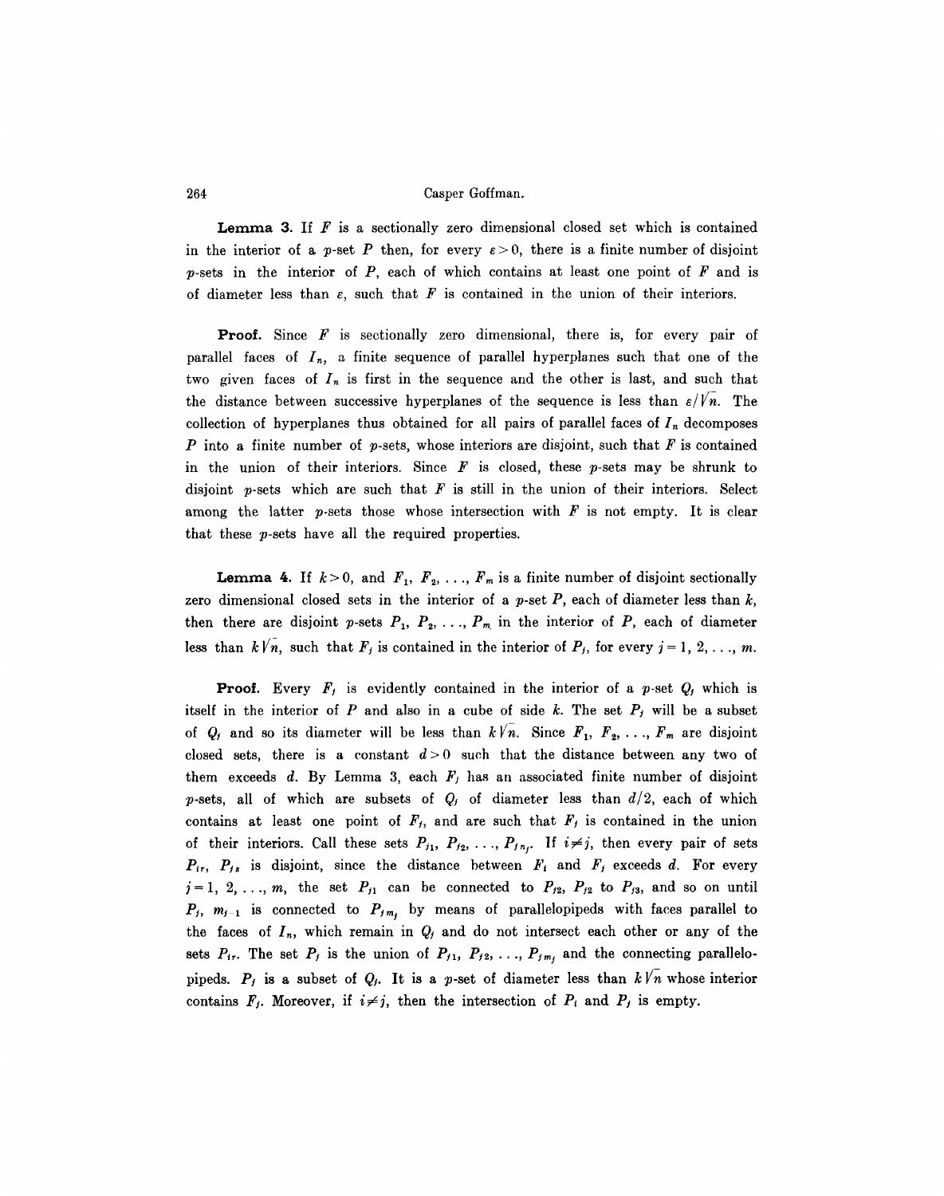**Lemma 3.** If $F$ is a sectionally zero dimensional closed set which is contained in the interior of a $p$-set $P$ then, for every $\varepsilon > 0$, there is a finite number of disjoint $p$-sets in the interior of $P$, each of which contains at least one point of $F$ and is of diameter less than $\varepsilon$, such that $F$ is contained in the union of their interiors.

**Proof.** Since $F$ is sectionally zero dimensional, there is, for every pair of parallel faces of $I_n$, a finite sequence of parallel hyperplanes such that one of the two given faces of $I_n$ is first in the sequence and the other is last, and such that the distance between successive hyperplanes of the sequence is less than $\varepsilon/\sqrt{n}$. The collection of hyperplanes thus obtained for all pairs of parallel faces of $I_n$ decomposes $P$ into a finite number of $p$-sets, whose interiors are disjoint, such that $F$ is contained in the union of their interiors. Since $F$ is closed, these $p$-sets may be shrunk to disjoint $p$-sets which are such that $F$ is still in the union of their interiors. Select among the latter $p$-sets those whose intersection with $F$ is not empty. It is clear that these $p$-sets have all the required properties.

**Lemma 4.** If $k > 0$, and $F_1, F_2, \ldots, F_m$ is a finite number of disjoint sectionally zero dimensional closed sets in the interior of a $p$-set $P$, each of diameter less than $k$, then there are disjoint $p$-sets $P_1, P_2, \ldots, P_m$ in the interior of $P$, each of diameter less than $k\sqrt{n}$, such that $F_j$ is contained in the interior of $P_j$, for every $j = 1, 2, \ldots, m$.

**Proof.** Every $F_j$ is evidently contained in the interior of a $p$-set $Q_j$ which is itself in the interior of $P$ and also in a cube of side $k$. The set $P_j$ will be a subset of $Q_j$ and so its diameter will be less than $k\sqrt{n}$. Since $F_1, F_2, \ldots, F_m$ are disjoint closed sets, there is a constant $d > 0$ such that the distance between any two of them exceeds $d$. By Lemma 3, each $F_j$ has an associated finite number of disjoint $p$-sets, all of which are subsets of $Q_j$ of diameter less than $d/2$, each of which contains at least one point of $F_j$, and are such that $F_j$ is contained in the union of their interiors. Call these sets $P_{j1}, P_{j2}, \ldots, P_{jn_j}$. If $i \neq j$, then every pair of sets $P_{ir}$, $P_{js}$ is disjoint, since the distance between $F_i$ and $F_j$ exceeds $d$. For every $j = 1, 2, \ldots, m$, the set $P_{j1}$ can be connected to $P_{j2}$, $P_{j2}$ to $P_{j3}$, and so on until $P_{j,\, m_j - 1}$ is connected to $P_{jm_j}$ by means of parallelopipeds with faces parallel to the faces of $I_n$, which remain in $Q_j$ and do not intersect each other or any of the sets $P_{ir}$. The set $P_j$ is the union of $P_{j1}, P_{j2}, \ldots, P_{jm_j}$ and the connecting parallelopipeds. $P_j$ is a subset of $Q_j$. It is a $p$-set of diameter less than $k\sqrt{n}$ whose interior contains $F_j$. Moreover, if $i \neq j$, then the intersection of $P_i$ and $P_j$ is empty.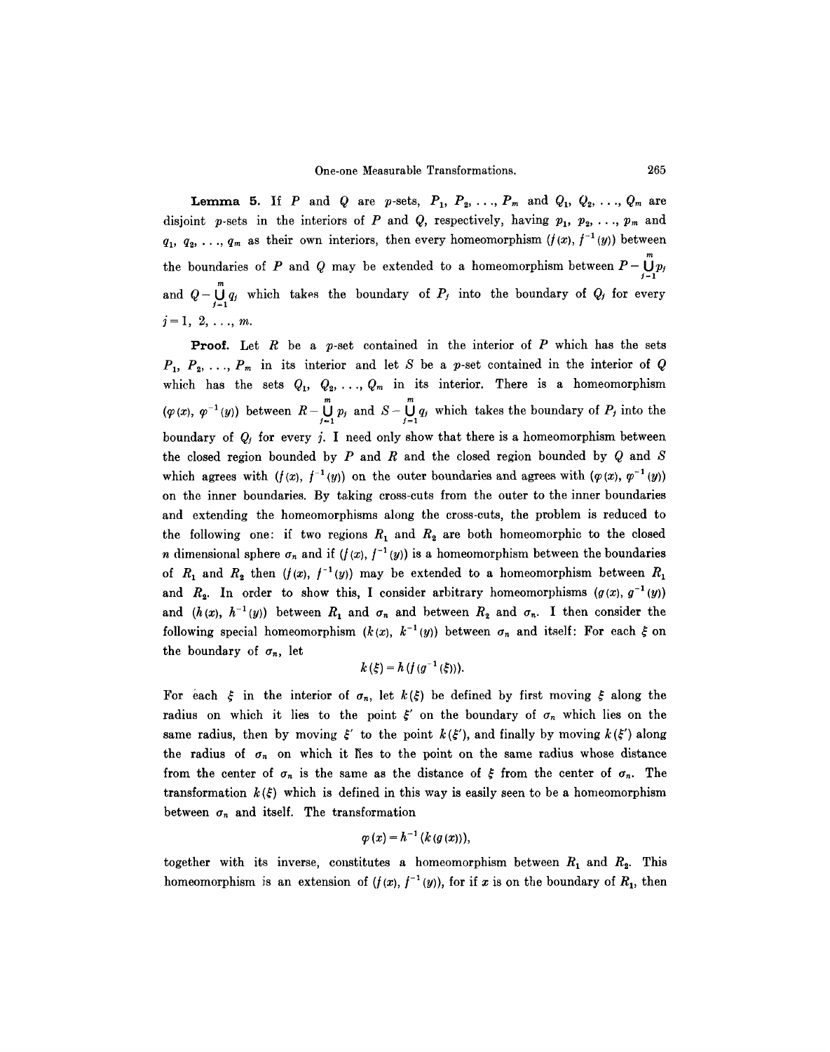**Lemma 5.** If $P$ and $Q$ are $p$-sets, $P_1, P_2, \ldots, P_m$ and $Q_1, Q_2, \ldots, Q_m$ are disjoint $p$-sets in the interiors of $P$ and $Q$, respectively, having $p_1, p_2, \ldots, p_m$ and $q_1, q_2, \ldots, q_m$ as their own interiors, then every homeomorphism $(f(x), f^{-1}(y))$ between the boundaries of $P$ and $Q$ may be extended to a homeomorphism between $P - \bigcup_{j=1}^{m} p_j$ and $Q - \bigcup_{j=1}^{m} q_j$ which takes the boundary of $P_j$ into the boundary of $Q_j$ for every $j = 1, 2, \ldots, m$.

**Proof.** Let $R$ be a $p$-set contained in the interior of $P$ which has the sets $P_1, P_2, \ldots, P_m$ in its interior and let $S$ be a $p$-set contained in the interior of $Q$ which has the sets $Q_1, Q_2, \ldots, Q_m$ in its interior. There is a homeomorphism $(\varphi(x), \varphi^{-1}(y))$ between $R - \bigcup_{j=1}^{m} p_j$ and $S - \bigcup_{j=1}^{m} q_j$ which takes the boundary of $P_j$ into the boundary of $Q_j$ for every $j$. I need only show that there is a homeomorphism between the closed region bounded by $P$ and $R$ and the closed region bounded by $Q$ and $S$ which agrees with $(f(x), f^{-1}(y))$ on the outer boundaries and agrees with $(\varphi(x), \varphi^{-1}(y))$ on the inner boundaries. By taking cross-cuts from the outer to the inner boundaries and extending the homeomorphisms along the cross-cuts, the problem is reduced to the following one: if two regions $R_1$ and $R_2$ are both homeomorphic to the closed $n$ dimensional sphere $\sigma_n$ and if $(f(x), f^{-1}(y))$ is a homeomorphism between the boundaries of $R_1$ and $R_2$ then $(f(x), f^{-1}(y))$ may be extended to a homeomorphism between $R_1$ and $R_2$. In order to show this, I consider arbitrary homeomorphisms $(g(x), g^{-1}(y))$ and $(h(x), h^{-1}(y))$ between $R_1$ and $\sigma_n$ and between $R_2$ and $\sigma_n$. I then consider the following special homeomorphism $(k(x), k^{-1}(y))$ between $\sigma_n$ and itself: For each $\xi$ on the boundary of $\sigma_n$, let

$$k(\xi) = h(f(g^{-1}(\xi))).$$

For each $\xi$ in the interior of $\sigma_n$, let $k(\xi)$ be defined by first moving $\xi$ along the radius on which it lies to the point $\xi'$ on the boundary of $\sigma_n$ which lies on the same radius, then by moving $\xi'$ to the point $k(\xi')$, and finally by moving $k(\xi')$ along the radius of $\sigma_n$ on which it lies to the point on the same radius whose distance from the center of $\sigma_n$ is the same as the distance of $\xi$ from the center of $\sigma_n$. The transformation $k(\xi)$ which is defined in this way is easily seen to be a homeomorphism between $\sigma_n$ and itself. The transformation

$$\varphi(x) = h^{-1}(k(g(x))),$$

together with its inverse, constitutes a homeomorphism between $R_1$ and $R_2$. This homeomorphism is an extension of $(f(x), f^{-1}(y))$, for if $x$ is on the boundary of $R_1$, then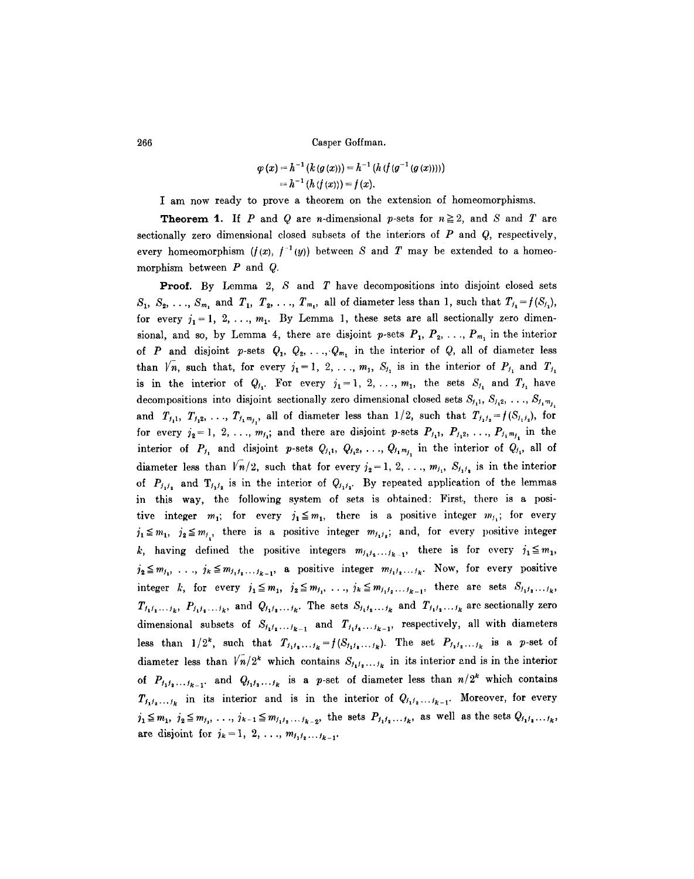$$\varphi(x) = h^{-1}(k(g(x))) = h^{-1}(h(f(g^{-1}(g(x)))))$$
$$= h^{-1}(h(f(x))) = f(x).$$

I am now ready to prove a theorem on the extension of homeomorphisms.

**Theorem 1.** If $P$ and $Q$ are $n$-dimensional $p$-sets for $n \geqq 2$, and $S$ and $T$ are sectionally zero dimensional closed subsets of the interiors of $P$ and $Q$, respectively, every homeomorphism $(f(x), f^{-1}(y))$ between $S$ and $T$ may be extended to a homeomorphism between $P$ and $Q$.

**Proof.** By Lemma 2, $S$ and $T$ have decompositions into disjoint closed sets $S_1, S_2, \ldots, S_{m_1}$ and $T_1, T_2, \ldots, T_{m_1}$, all of diameter less than 1, such that $T_{j_1} = f(S_{j_1})$, for every $j_1 = 1, 2, \ldots, m_1$. By Lemma 1, these sets are all sectionally zero dimensional, and so, by Lemma 4, there are disjoint $p$-sets $P_1, P_2, \ldots, P_{m_1}$ in the interior of $P$ and disjoint $p$-sets $Q_1, Q_2, \ldots, Q_{m_1}$ in the interior of $Q$, all of diameter less than $\sqrt{n}$, such that, for every $j_1 = 1, 2, \ldots, m_1$, $S_{j_1}$ is in the interior of $P_{j_1}$ and $T_{j_1}$ is in the interior of $Q_{j_1}$. For every $j_1 = 1, 2, \ldots, m_1$, the sets $S_{j_1}$ and $T_{j_1}$ have decompositions into disjoint sectionally zero dimensional closed sets $S_{j_1 1}, S_{j_1 2}, \ldots, S_{j_1 m_{j_1}}$ and $T_{j_1 1}, T_{j_1 2}, \ldots, T_{j_1 m_{j_1}}$, all of diameter less than $1/2$, such that $T_{j_1 j_2} = f(S_{j_1 j_2})$, for for every $j_2 = 1, 2, \ldots, m_{j_1}$; and there are disjoint $p$-sets $P_{j_1 1}, P_{j_1 2}, \ldots, P_{j_1 m_{j_1}}$ in the interior of $P_{j_1}$ and disjoint $p$-sets $Q_{j_1 1}, Q_{j_1 2}, \ldots, Q_{j_1 m_{j_1}}$ in the interior of $Q_{j_1}$, all of diameter less than $\sqrt{n}/2$, such that for every $j_2 = 1, 2, \ldots, m_{j_1}$, $S_{j_1 j_2}$ is in the interior of $P_{j_1 j_2}$ and $T_{j_1 j_2}$ is in the interior of $Q_{j_1 j_2}$. By repeated application of the lemmas in this way, the following system of sets is obtained: First, there is a positive integer $m_1$; for every $j_1 \leqq m_1$, there is a positive integer $m_{j_1}$; for every $j_1 \leqq m_1$, $j_2 \leqq m_{j_1}$, there is a positive integer $m_{j_1 j_2}$; and, for every positive integer $k$, having defined the positive integers $m_{j_1 j_2 \ldots j_{k-1}}$, there is for every $j_1 \leqq m_1$, $j_2 \leqq m_{j_1}, \ldots, j_k \leqq m_{j_1 j_2 \ldots j_{k-1}}$, a positive integer $m_{j_1 j_2 \ldots j_k}$. Now, for every positive integer $k$, for every $j_1 \leqq m_1$, $j_2 \leqq m_{j_1}, \ldots, j_k \leqq m_{j_1 j_2 \ldots j_{k-1}}$, there are sets $S_{j_1 j_2 \ldots j_k}$, $T_{j_1 j_2 \ldots j_k}$, $P_{j_1 j_2 \ldots j_k}$, and $Q_{j_1 j_2 \ldots j_k}$. The sets $S_{j_1 j_2 \ldots j_k}$ and $T_{j_1 j_2 \ldots j_k}$ are sectionally zero dimensional subsets of $S_{j_1 j_2 \ldots j_{k-1}}$ and $T_{j_1 j_2 \ldots j_{k-1}}$, respectively, all with diameters less than $1/2^k$, such that $T_{j_1 j_2 \ldots j_k} = f(S_{j_1 j_2 \ldots j_k})$. The set $P_{j_1 j_2 \ldots j_k}$ is a $p$-set of diameter less than $\sqrt{n}/2^k$ which contains $S_{j_1 j_2 \ldots j_k}$ in its interior and is in the interior of $P_{j_1 j_2 \ldots j_{k-1}}$, and $Q_{j_1 j_2 \ldots j_k}$ is a $p$-set of diameter less than $n/2^k$ which contains $T_{j_1 j_2 \ldots j_k}$ in its interior and is in the interior of $Q_{j_1 j_2 \ldots j_{k-1}}$. Moreover, for every $j_1 \leqq m_1$, $j_2 \leqq m_{j_1}, \ldots, j_{k-1} \leqq m_{j_1 j_2 \ldots j_{k-2}}$, the sets $P_{j_1 j_2 \ldots j_k}$, as well as the sets $Q_{j_1 j_2 \ldots j_k}$, are disjoint for $j_k = 1, 2, \ldots, m_{j_1 j_2 \ldots j_{k-1}}$.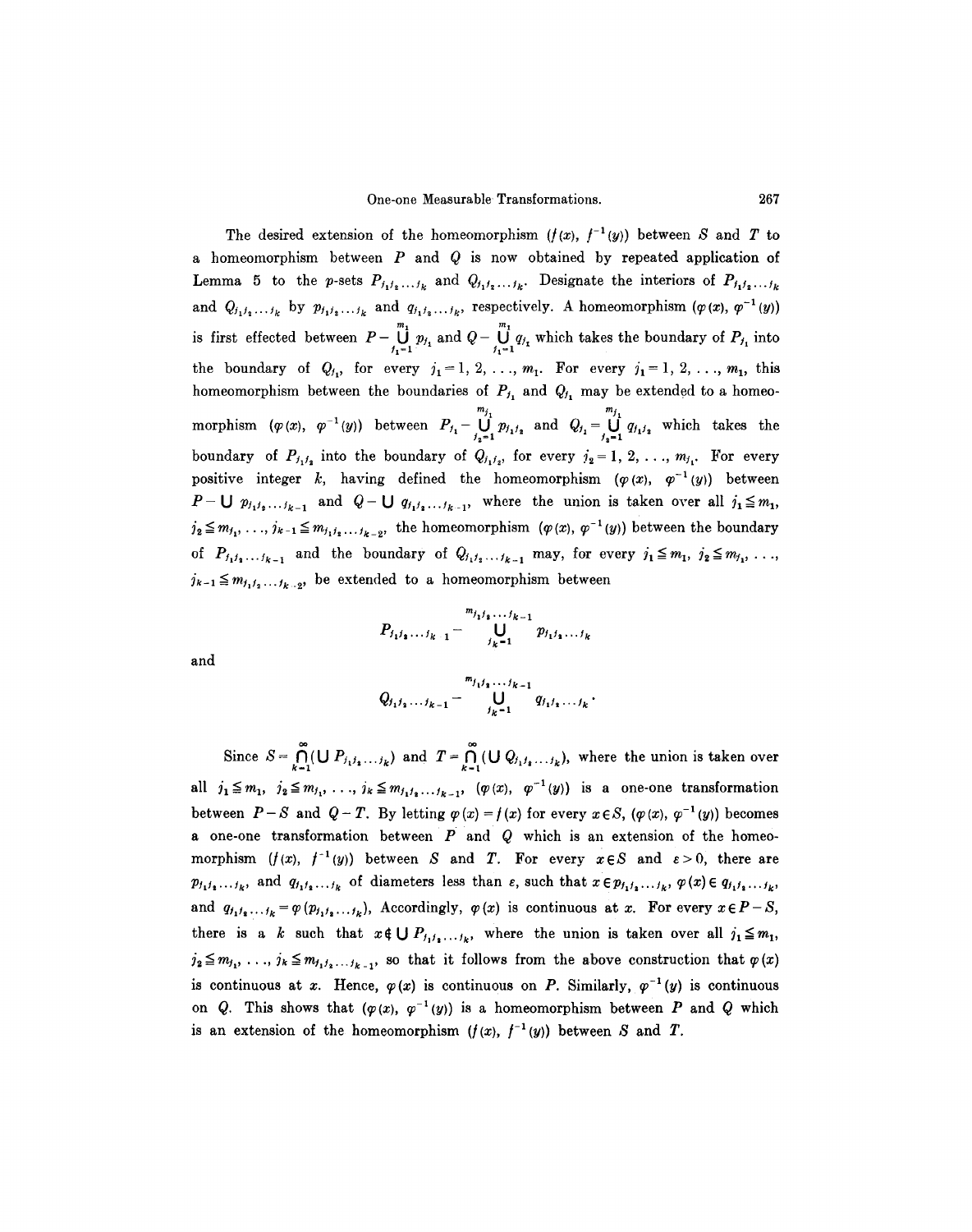The desired extension of the homeomorphism $(f(x), f^{-1}(y))$ between $S$ and $T$ to a homeomorphism between $P$ and $Q$ is now obtained by repeated application of Lemma 5 to the $p$-sets $P_{j_1 j_2 \ldots j_k}$ and $Q_{j_1 j_2 \ldots j_k}$. Designate the interiors of $P_{j_1 j_2 \ldots j_k}$ and $Q_{j_1 j_2 \ldots j_k}$ by $p_{j_1 j_2 \ldots j_k}$ and $q_{j_1 j_2 \ldots j_k}$, respectively. A homeomorphism $(\varphi(x), \varphi^{-1}(y))$ is first effected between $P - \bigcup_{j_1=1}^{m_1} p_{j_1}$ and $Q - \bigcup_{j_1=1}^{m_1} q_{j_1}$ which takes the boundary of $P_{j_1}$ into the boundary of $Q_{j_1}$, for every $j_1 = 1, 2, \ldots, m_1$. For every $j_1 = 1, 2, \ldots, m_1$, this homeomorphism between the boundaries of $P_{j_1}$ and $Q_{j_1}$ may be extended to a homeomorphism $(\varphi(x), \varphi^{-1}(y))$ between $P_{j_1} - \bigcup_{j_2=1}^{m_{j_1}} p_{j_1 j_2}$ and $Q_{j_1} = \bigcup_{j_2=1}^{m_{j_1}} q_{j_1 j_2}$ which takes the boundary of $P_{j_1 j_2}$ into the boundary of $Q_{j_1 j_2}$, for every $j_2 = 1, 2, \ldots, m_{j_1}$. For every positive integer $k$, having defined the homeomorphism $(\varphi(x), \varphi^{-1}(y))$ between $P - \bigcup p_{j_1 j_2 \ldots j_{k-1}}$ and $Q - \bigcup q_{j_1 j_2 \ldots j_{k-1}}$, where the union is taken over all $j_1 \leqq m_1$, $j_2 \leqq m_{j_1}, \ldots, j_{k-1} \leqq m_{j_1 j_2 \ldots j_{k-2}}$, the homeomorphism $(\varphi(x), \varphi^{-1}(y))$ between the boundary of $P_{j_1 j_2 \ldots j_{k-1}}$ and the boundary of $Q_{j_1 j_2 \ldots j_{k-1}}$ may, for every $j_1 \leqq m_1$, $j_2 \leqq m_{j_1}, \ldots$, $j_{k-1} \leqq m_{j_1 j_2 \ldots j_{k-2}}$, be extended to a homeomorphism between

$$P_{j_1 j_2 \ldots j_{k-1}} - \bigcup_{j_k=1}^{m_{j_1 j_2 \ldots j_{k-1}}} p_{j_1 j_2 \ldots j_k}$$

and

$$Q_{j_1 j_2 \ldots j_{k-1}} - \bigcup_{j_k=1}^{m_{j_1 j_2 \ldots j_{k-1}}} q_{j_1 j_2 \ldots j_k}.$$

Since $S = \bigcap_{k=1}^{\infty} (\bigcup P_{j_1 j_2 \ldots j_k})$ and $T = \bigcap_{k=1}^{\infty} (\bigcup Q_{j_1 j_2 \ldots j_k})$, where the union is taken over all $j_1 \leqq m_1$, $j_2 \leqq m_{j_1}, \ldots, j_k \leqq m_{j_1 j_2 \ldots j_{k-1}}$, $(\varphi(x), \varphi^{-1}(y))$ is a one-one transformation between $P - S$ and $Q - T$. By letting $\varphi(x) = f(x)$ for every $x \in S$, $(\varphi(x), \varphi^{-1}(y))$ becomes a one-one transformation between $P$ and $Q$ which is an extension of the homeomorphism $(f(x), f^{-1}(y))$ between $S$ and $T$. For every $x \in S$ and $\varepsilon > 0$, there are $p_{j_1 j_2 \ldots j_k}$, and $q_{j_1 j_2 \ldots j_k}$ of diameters less than $\varepsilon$, such that $x \in p_{j_1 j_2 \ldots j_k}$, $\varphi(x) \in q_{j_1 j_2 \ldots j_k}$, and $q_{j_1 j_2 \ldots j_k} = \varphi(p_{j_1 j_2 \ldots j_k})$, Accordingly, $\varphi(x)$ is continuous at $x$. For every $x \in P - S$, there is a $k$ such that $x \notin \bigcup P_{j_1 j_2 \ldots j_k}$, where the union is taken over all $j_1 \leqq m_1$, $j_2 \leqq m_{j_1}, \ldots, j_k \leqq m_{j_1 j_2 \ldots j_{k-1}}$, so that it follows from the above construction that $\varphi(x)$ is continuous at $x$. Hence, $\varphi(x)$ is continuous on $P$. Similarly, $\varphi^{-1}(y)$ is continuous on $Q$. This shows that $(\varphi(x), \varphi^{-1}(y))$ is a homeomorphism between $P$ and $Q$ which is an extension of the homeomorphism $(f(x), f^{-1}(y))$ between $S$ and $T$.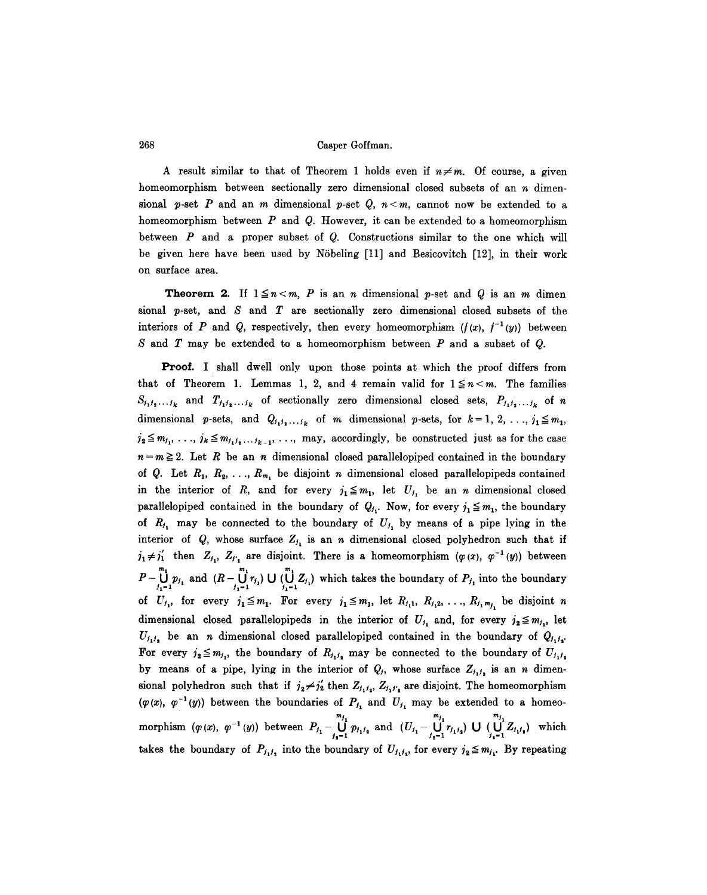A result similar to that of Theorem 1 holds even if $n \neq m$. Of course, a given homeomorphism between sectionally zero dimensional closed subsets of an $n$ dimensional $p$-set $P$ and an $m$ dimensional $p$-set $Q$, $n < m$, cannot now be extended to a homeomorphism between $P$ and $Q$. However, it can be extended to a homeomorphism between $P$ and a proper subset of $Q$. Constructions similar to the one which will be given here have been used by Nöbeling [11] and Besicovitch [12], in their work on surface area.

**Theorem 2.** If $1 \leqq n < m$, $P$ is an $n$ dimensional $p$-set and $Q$ is an $m$ dimensional $p$-set, and $S$ and $T$ are sectionally zero dimensional closed subsets of the interiors of $P$ and $Q$, respectively, then every homeomorphism $(f(x), f^{-1}(y))$ between $S$ and $T$ may be extended to a homeomorphism between $P$ and a subset of $Q$.

**Proof.** I shall dwell only upon those points at which the proof differs from that of Theorem 1. Lemmas 1, 2, and 4 remain valid for $1 \leqq n < m$. The families $S_{j_1 j_2 \ldots j_k}$ and $T_{j_1 j_2 \ldots j_k}$ of sectionally zero dimensional closed sets, $P_{j_1 j_2 \ldots j_k}$ of $n$ dimensional $p$-sets, and $Q_{j_1 j_2 \ldots j_k}$ of $m$ dimensional $p$-sets, for $k = 1, 2, \ldots, j_1 \leqq m_1$, $j_2 \leqq m_{j_1}, \ldots, j_k \leqq m_{j_1 j_2 \ldots j_{k-1}}, \ldots$, may, accordingly, be constructed just as for the case $n = m \geqq 2$. Let $R$ be an $n$ dimensional closed parallelopiped contained in the boundary of $Q$. Let $R_1, R_2, \ldots, R_{m_1}$ be disjoint $n$ dimensional closed parallelopipeds contained in the interior of $R$, and for every $j_1 \leqq m_1$, let $U_{j_1}$ be an $n$ dimensional closed parallelopiped contained in the boundary of $Q_{j_1}$. Now, for every $j_1 \leqq m_1$, the boundary of $R_{j_1}$ may be connected to the boundary of $U_{j_1}$ by means of a pipe lying in the interior of $Q$, whose surface $Z_{j_1}$ is an $n$ dimensional closed polyhedron such that if $j_1 \neq j_1'$ then $Z_{j_1}, Z_{j_1'}$ are disjoint. There is a homeomorphism $(\varphi(x), \varphi^{-1}(y))$ between $P - \bigcup_{j_1=1}^{m_1} p_{j_1}$ and $(R - \bigcup_{j_1=1}^{m_1} r_{j_1}) \cup (\bigcup_{j_1=1}^{m_1} Z_{j_1})$ which takes the boundary of $P_{j_1}$ into the boundary of $U_{j_1}$, for every $j_1 \leqq m_1$. For every $j_1 \leqq m_1$, let $R_{j_1 1}, R_{j_1 2}, \ldots, R_{j_1 m_{j_1}}$ be disjoint $n$ dimensional closed parallelopipeds in the interior of $U_{j_1}$ and, for every $j_2 \leqq m_{j_1}$, let $U_{j_1 j_2}$ be an $n$ dimensional closed parallelopiped contained in the boundary of $Q_{j_1 j_2}$. For every $j_2 \leqq m_{j_1}$, the boundary of $R_{j_1 j_2}$ may be connected to the boundary of $U_{j_1 j_2}$ by means of a pipe, lying in the interior of $Q_j$, whose surface $Z_{j_1 j_2}$ is an $n$ dimensional polyhedron such that if $j_2 \neq j_2'$ then $Z_{j_1 j_2}, Z_{j_1 j_2'}$ are disjoint. The homeomorphism $(\varphi(x), \varphi^{-1}(y))$ between the boundaries of $P_{j_1}$ and $U_{j_1}$ may be extended to a homeomorphism $(\varphi(x), \varphi^{-1}(y))$ between $P_{j_1} - \bigcup_{j_2=1}^{m_{j_1}} p_{j_1 j_2}$ and $(U_{j_1} - \bigcup_{j_2=1}^{m_{j_1}} r_{j_1 j_2}) \cup (\bigcup_{j_2=1}^{m_{j_1}} Z_{j_1 j_2})$ which takes the boundary of $P_{j_1 j_2}$ into the boundary of $U_{j_1 j_2}$, for every $j_2 \leqq m_{j_1}$. By repeating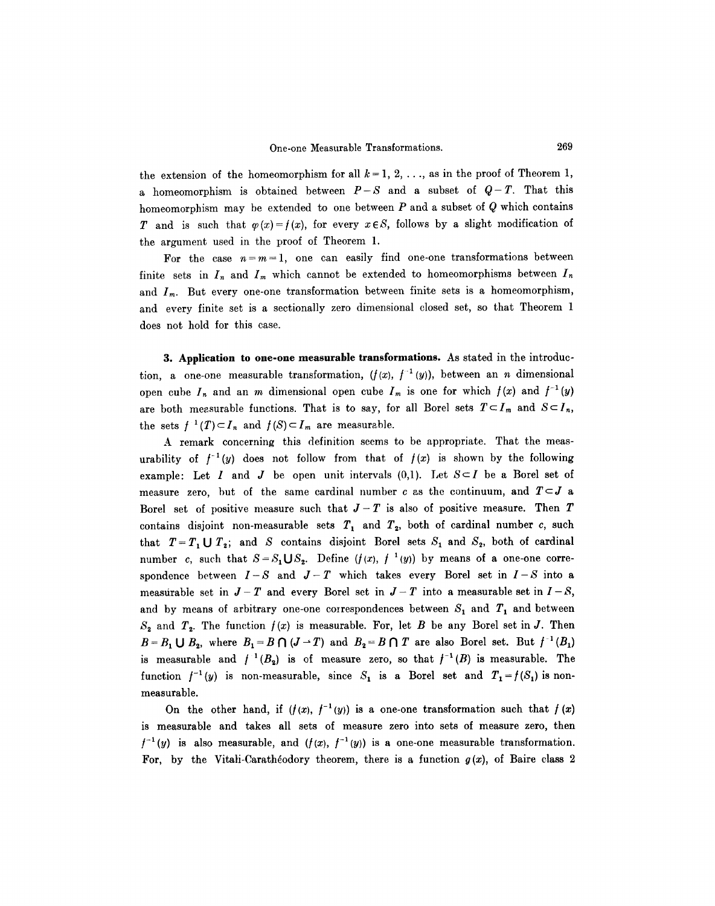the extension of the homeomorphism for all $k=1, 2, \ldots$, as in the proof of Theorem 1, a homeomorphism is obtained between $P-S$ and a subset of $Q-T$. That this homeomorphism may be extended to one between $P$ and a subset of $Q$ which contains $T$ and is such that $\varphi(x)=f(x)$, for every $x \in S$, follows by a slight modification of the argument used in the proof of Theorem 1.

For the case $n=m=1$, one can easily find one-one transformations between finite sets in $I_n$ and $I_m$ which cannot be extended to homeomorphisms between $I_n$ and $I_m$. But every one-one transformation between finite sets is a homeomorphism, and every finite set is a sectionally zero dimensional closed set, so that Theorem 1 does not hold for this case.

**3. Application to one-one measurable transformations.** As stated in the introduction, a one-one measurable transformation, $(f(x), f^{-1}(y))$, between an $n$ dimensional open cube $I_n$ and an $m$ dimensional open cube $I_m$ is one for which $f(x)$ and $f^{-1}(y)$ are both measurable functions. That is to say, for all Borel sets $T \subset I_m$ and $S \subset I_n$, the sets $f^{-1}(T) \subset I_n$ and $f(S) \subset I_m$ are measurable.

A remark concerning this definition seems to be appropriate. That the measurability of $f^{-1}(y)$ does not follow from that of $f(x)$ is shown by the following example: Let $I$ and $J$ be open unit intervals $(0,1)$. Let $S \subset I$ be a Borel set of measure zero, but of the same cardinal number $c$ as the continuum, and $T \subset J$ a Borel set of positive measure such that $J-T$ is also of positive measure. Then $T$ contains disjoint non-measurable sets $T_1$ and $T_2$, both of cardinal number $c$, such that $T=T_1 \cup T_2$; and $S$ contains disjoint Borel sets $S_1$ and $S_2$, both of cardinal number $c$, such that $S=S_1 \cup S_2$. Define $(f(x), f^{-1}(y))$ by means of a one-one correspondence between $I-S$ and $J-T$ which takes every Borel set in $I-S$ into a measurable set in $J-T$ and every Borel set in $J-T$ into a measurable set in $I-S$, and by means of arbitrary one-one correspondences between $S_1$ and $T_1$ and between $S_2$ and $T_2$. The function $f(x)$ is measurable. For, let $B$ be any Borel set in $J$. Then $B=B_1 \cup B_2$, where $B_1=B \cap (J-T)$ and $B_2=B \cap T$ are also Borel set. But $f^{-1}(B_1)$ is measurable and $f^{-1}(B_2)$ is of measure zero, so that $f^{-1}(B)$ is measurable. The function $f^{-1}(y)$ is non-measurable, since $S_1$ is a Borel set and $T_1=f(S_1)$ is non-measurable.

On the other hand, if $(f(x), f^{-1}(y))$ is a one-one transformation such that $f(x)$ is measurable and takes all sets of measure zero into sets of measure zero, then $f^{-1}(y)$ is also measurable, and $(f(x), f^{-1}(y))$ is a one-one measurable transformation. For, by the Vitali-Carathéodory theorem, there is a function $g(x)$, of Baire class 2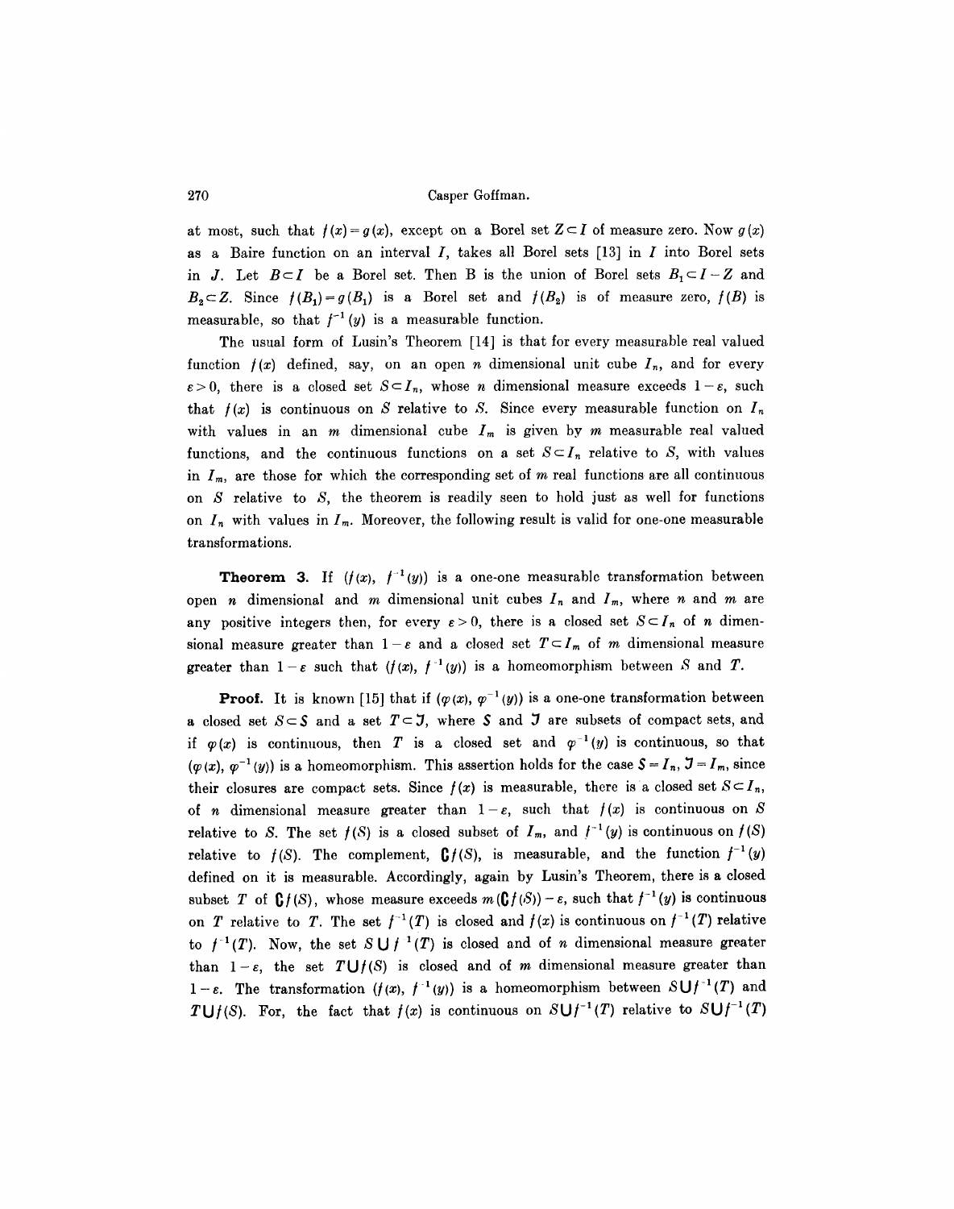at most, such that $f(x)=g(x)$, except on a Borel set $Z\subset I$ of measure zero. Now $g(x)$ as a Baire function on an interval $I$, takes all Borel sets [13] in $I$ into Borel sets in $J$. Let $B\subset I$ be a Borel set. Then B is the union of Borel sets $B_1\subset I-Z$ and $B_2\subset Z$. Since $f(B_1)=g(B_1)$ is a Borel set and $f(B_2)$ is of measure zero, $f(B)$ is measurable, so that $f^{-1}(y)$ is a measurable function.

The usual form of Lusin's Theorem [14] is that for every measurable real valued function $f(x)$ defined, say, on an open $n$ dimensional unit cube $I_n$, and for every $\varepsilon>0$, there is a closed set $S\subset I_n$, whose $n$ dimensional measure exceeds $1-\varepsilon$, such that $f(x)$ is continuous on $S$ relative to $S$. Since every measurable function on $I_n$ with values in an $m$ dimensional cube $I_m$ is given by $m$ measurable real valued functions, and the continuous functions on a set $S\subset I_n$ relative to $S$, with values in $I_m$, are those for which the corresponding set of $m$ real functions are all continuous on $S$ relative to $S$, the theorem is readily seen to hold just as well for functions on $I_n$ with values in $I_m$. Moreover, the following result is valid for one-one measurable transformations.

**Theorem 3.** If $(f(x), f^{-1}(y))$ is a one-one measurable transformation between open $n$ dimensional and $m$ dimensional unit cubes $I_n$ and $I_m$, where $n$ and $m$ are any positive integers then, for every $\varepsilon>0$, there is a closed set $S\subset I_n$ of $n$ dimensional measure greater than $1-\varepsilon$ and a closed set $T\subset I_m$ of $m$ dimensional measure greater than $1-\varepsilon$ such that $(f(x), f^{-1}(y))$ is a homeomorphism between $S$ and $T$.

**Proof.** It is known [15] that if $(\varphi(x), \varphi^{-1}(y))$ is a one-one transformation between a closed set $S\subset \mathfrak{S}$ and a set $T\subset \mathfrak{J}$, where $\mathfrak{S}$ and $\mathfrak{J}$ are subsets of compact sets, and if $\varphi(x)$ is continuous, then $T$ is a closed set and $\varphi^{-1}(y)$ is continuous, so that $(\varphi(x), \varphi^{-1}(y))$ is a homeomorphism. This assertion holds for the case $\mathfrak{S}=I_n$, $\mathfrak{J}=I_m$, since their closures are compact sets. Since $f(x)$ is measurable, there is a closed set $S\subset I_n$, of $n$ dimensional measure greater than $1-\varepsilon$, such that $f(x)$ is continuous on $S$ relative to $S$. The set $f(S)$ is a closed subset of $I_m$, and $f^{-1}(y)$ is continuous on $f(S)$ relative to $f(S)$. The complement, $\complement f(S)$, is measurable, and the function $f^{-1}(y)$ defined on it is measurable. Accordingly, again by Lusin's Theorem, there is a closed subset $T$ of $\complement f(S)$, whose measure exceeds $m(\complement f(S))-\varepsilon$, such that $f^{-1}(y)$ is continuous on $T$ relative to $T$. The set $f^{-1}(T)$ is closed and $f(x)$ is continuous on $f^{-1}(T)$ relative to $f^{-1}(T)$. Now, the set $S\cup f^{-1}(T)$ is closed and of $n$ dimensional measure greater than $1-\varepsilon$, the set $T\cup f(S)$ is closed and of $m$ dimensional measure greater than $1-\varepsilon$. The transformation $(f(x), f^{-1}(y))$ is a homeomorphism between $S\cup f^{-1}(T)$ and $T\cup f(S)$. For, the fact that $f(x)$ is continuous on $S\cup f^{-1}(T)$ relative to $S\cup f^{-1}(T)$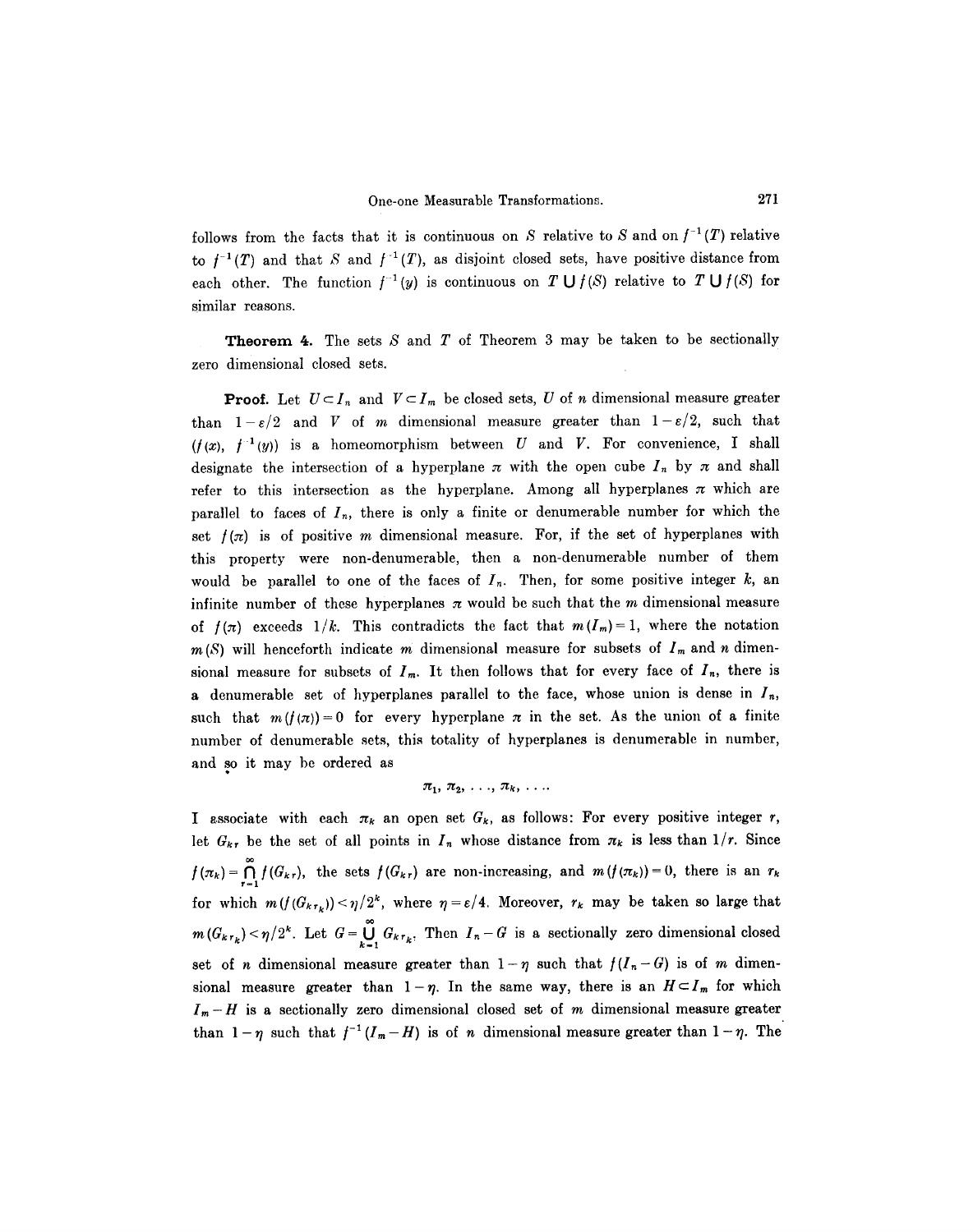follows from the facts that it is continuous on $S$ relative to $S$ and on $f^{-1}(T)$ relative to $f^{-1}(T)$ and that $S$ and $f^{-1}(T)$, as disjoint closed sets, have positive distance from each other. The function $f^{-1}(y)$ is continuous on $T \cup f(S)$ relative to $T \cup f(S)$ for similar reasons.

**Theorem 4.** The sets $S$ and $T$ of Theorem 3 may be taken to be sectionally zero dimensional closed sets.

**Proof.** Let $U \subset I_n$ and $V \subset I_m$ be closed sets, $U$ of $n$ dimensional measure greater than $1-\varepsilon/2$ and $V$ of $m$ dimensional measure greater than $1-\varepsilon/2$, such that $(f(x), f^{-1}(y))$ is a homeomorphism between $U$ and $V$. For convenience, I shall designate the intersection of a hyperplane $\pi$ with the open cube $I_n$ by $\pi$ and shall refer to this intersection as the hyperplane. Among all hyperplanes $\pi$ which are parallel to faces of $I_n$, there is only a finite or denumerable number for which the set $f(\pi)$ is of positive $m$ dimensional measure. For, if the set of hyperplanes with this property were non-denumerable, then a non-denumerable number of them would be parallel to one of the faces of $I_n$. Then, for some positive integer $k$, an infinite number of these hyperplanes $\pi$ would be such that the $m$ dimensional measure of $f(\pi)$ exceeds $1/k$. This contradicts the fact that $m(I_m)=1$, where the notation $m(S)$ will henceforth indicate $m$ dimensional measure for subsets of $I_m$ and $n$ dimensional measure for subsets of $I_m$. It then follows that for every face of $I_n$, there is a denumerable set of hyperplanes parallel to the face, whose union is dense in $I_n$, such that $m(f(\pi))=0$ for every hyperplane $\pi$ in the set. As the union of a finite number of denumerable sets, this totality of hyperplanes is denumerable in number, and so it may be ordered as

$$\pi_1, \pi_2, \ldots, \pi_k, \ldots.$$

I associate with each $\pi_k$ an open set $G_k$, as follows: For every positive integer $r$, let $G_{kr}$ be the set of all points in $I_n$ whose distance from $\pi_k$ is less than $1/r$. Since $f(\pi_k) = \bigcap_{r=1}^{\infty} f(G_{kr})$, the sets $f(G_{kr})$ are non-increasing, and $m(f(\pi_k))=0$, there is an $r_k$ for which $m(f(G_{kr_k})) < \eta/2^k$, where $\eta = \varepsilon/4$. Moreover, $r_k$ may be taken so large that $m(G_{kr_k}) < \eta/2^k$. Let $G = \bigcup_{k=1}^{\infty} G_{kr_k}$. Then $I_n - G$ is a sectionally zero dimensional closed set of $n$ dimensional measure greater than $1-\eta$ such that $f(I_n - G)$ is of $m$ dimensional measure greater than $1-\eta$. In the same way, there is an $H \subset I_m$ for which $I_m - H$ is a sectionally zero dimensional closed set of $m$ dimensional measure greater than $1-\eta$ such that $f^{-1}(I_m - H)$ is of $n$ dimensional measure greater than $1-\eta$. The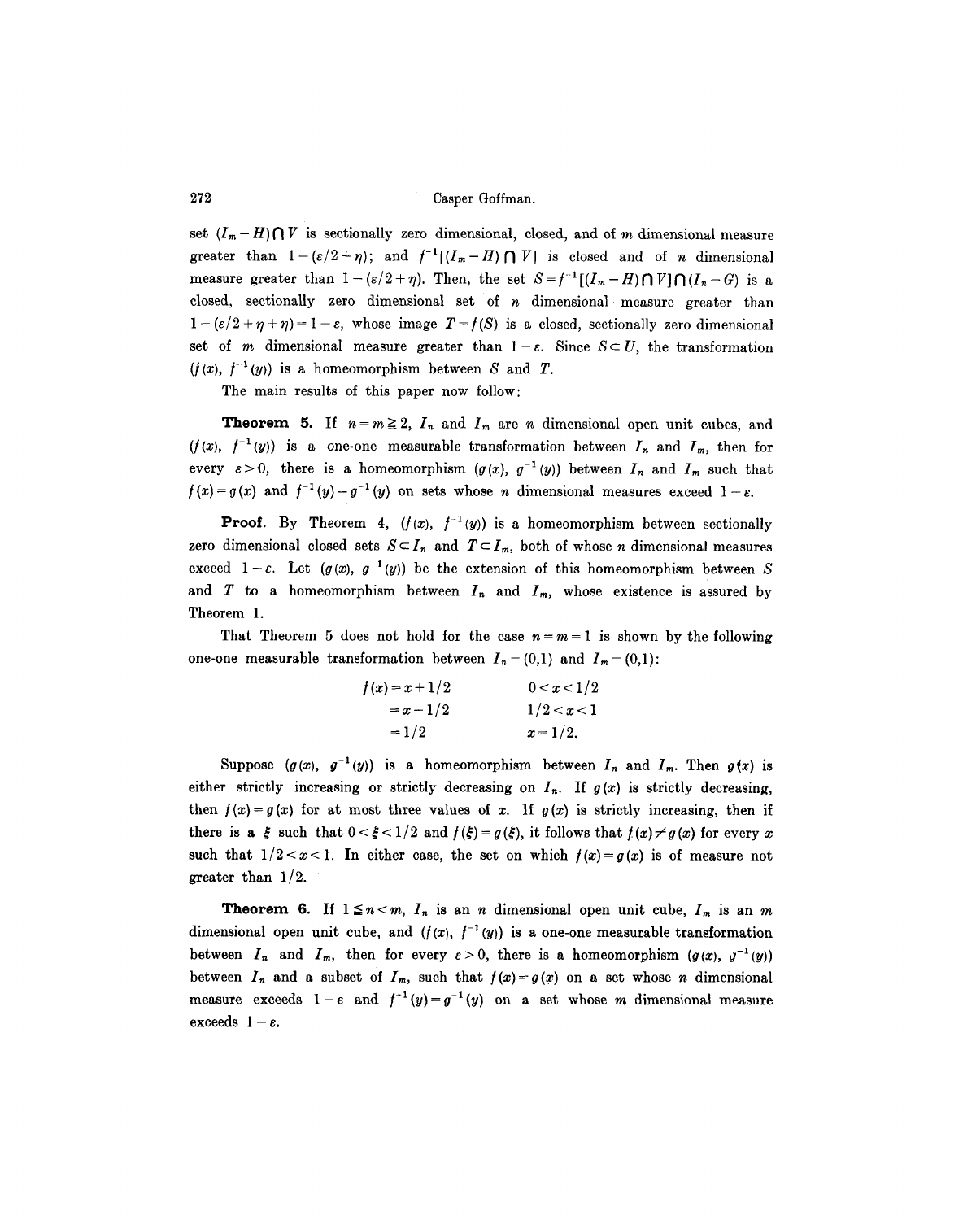set $(I_m - H) \cap V$ is sectionally zero dimensional, closed, and of $m$ dimensional measure greater than $1-(\varepsilon/2+\eta)$; and $f^{-1}[(I_m - H)\cap V]$ is closed and of $n$ dimensional measure greater than $1-(\varepsilon/2+\eta)$. Then, the set $S = f^{-1}[(I_m - H)\cap V]\cap(I_n - G)$ is a closed, sectionally zero dimensional set of $n$ dimensional measure greater than $1-(\varepsilon/2+\eta+\eta) = 1-\varepsilon$, whose image $T = f(S)$ is a closed, sectionally zero dimensional set of $m$ dimensional measure greater than $1-\varepsilon$. Since $S \subset U$, the transformation $(f(x), f^{-1}(y))$ is a homeomorphism between $S$ and $T$.

The main results of this paper now follow:

**Theorem 5.** If $n = m \geqq 2$, $I_n$ and $I_m$ are $n$ dimensional open unit cubes, and $(f(x), f^{-1}(y))$ is a one-one measurable transformation between $I_n$ and $I_m$, then for every $\varepsilon > 0$, there is a homeomorphism $(g(x), g^{-1}(y))$ between $I_n$ and $I_m$ such that $f(x) = g(x)$ and $f^{-1}(y) = g^{-1}(y)$ on sets whose $n$ dimensional measures exceed $1-\varepsilon$.

**Proof.** By Theorem 4, $(f(x), f^{-1}(y))$ is a homeomorphism between sectionally zero dimensional closed sets $S \subset I_n$ and $T \subset I_m$, both of whose $n$ dimensional measures exceed $1-\varepsilon$. Let $(g(x), g^{-1}(y))$ be the extension of this homeomorphism between $S$ and $T$ to a homeomorphism between $I_n$ and $I_m$, whose existence is assured by Theorem 1.

That Theorem 5 does not hold for the case $n = m = 1$ is shown by the following one-one measurable transformation between $I_n = (0,1)$ and $I_m = (0,1)$:

$$
\begin{aligned}
f(x) &= x + 1/2 & \quad 0 < x < 1/2 \\
&= x - 1/2 & \quad 1/2 < x < 1 \\
&= 1/2 & \quad x = 1/2.
\end{aligned}
$$

Suppose $(g(x), g^{-1}(y))$ is a homeomorphism between $I_n$ and $I_m$. Then $g(x)$ is either strictly increasing or strictly decreasing on $I_n$. If $g(x)$ is strictly decreasing, then $f(x) = g(x)$ for at most three values of $x$. If $g(x)$ is strictly increasing, then if there is a $\xi$ such that $0 < \xi < 1/2$ and $f(\xi) = g(\xi)$, it follows that $f(x) \neq g(x)$ for every $x$ such that $1/2 < x < 1$. In either case, the set on which $f(x) = g(x)$ is of measure not greater than $1/2$.

**Theorem 6.** If $1 \leqq n < m$, $I_n$ is an $n$ dimensional open unit cube, $I_m$ is an $m$ dimensional open unit cube, and $(f(x), f^{-1}(y))$ is a one-one measurable transformation between $I_n$ and $I_m$, then for every $\varepsilon > 0$, there is a homeomorphism $(g(x), g^{-1}(y))$ between $I_n$ and a subset of $I_m$, such that $f(x) = g(x)$ on a set whose $n$ dimensional measure exceeds $1-\varepsilon$ and $f^{-1}(y) = g^{-1}(y)$ on a set whose $m$ dimensional measure exceeds $1-\varepsilon$.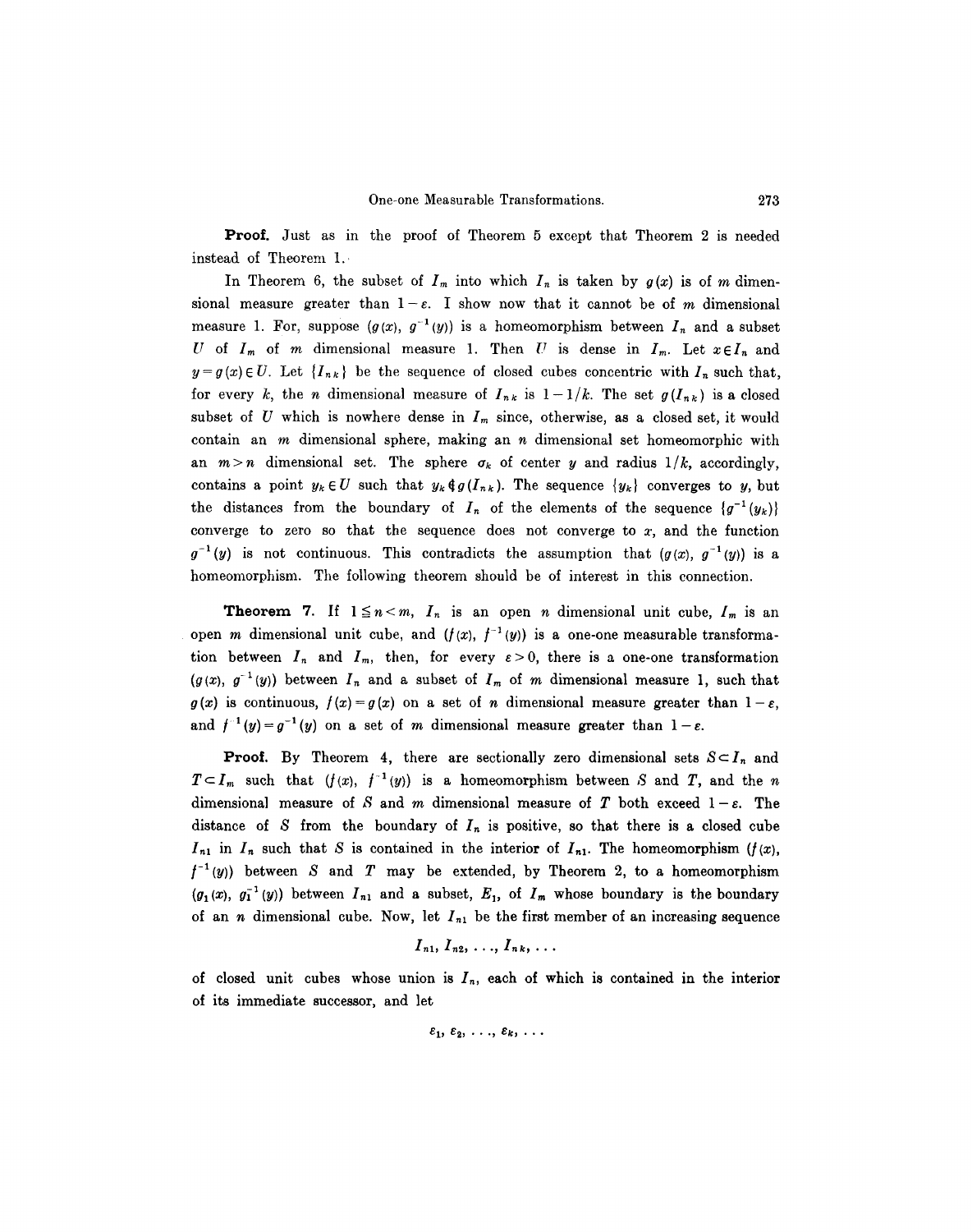**Proof.** Just as in the proof of Theorem 5 except that Theorem 2 is needed instead of Theorem 1.

In Theorem 6, the subset of $I_m$ into which $I_n$ is taken by $g(x)$ is of $m$ dimensional measure greater than $1-\varepsilon$. I show now that it cannot be of $m$ dimensional measure 1. For, suppose $(g(x), g^{-1}(y))$ is a homeomorphism between $I_n$ and a subset $U$ of $I_m$ of $m$ dimensional measure 1. Then $U$ is dense in $I_m$. Let $x \in I_n$ and $y = g(x) \in U$. Let $\{I_{nk}\}$ be the sequence of closed cubes concentric with $I_n$ such that, for every $k$, the $n$ dimensional measure of $I_{nk}$ is $1-1/k$. The set $g(I_{nk})$ is a closed subset of $U$ which is nowhere dense in $I_m$ since, otherwise, as a closed set, it would contain an $m$ dimensional sphere, making an $n$ dimensional set homeomorphic with an $m > n$ dimensional set. The sphere $\sigma_k$ of center $y$ and radius $1/k$, accordingly, contains a point $y_k \in U$ such that $y_k \notin g(I_{nk})$. The sequence $\{y_k\}$ converges to $y$, but the distances from the boundary of $I_n$ of the elements of the sequence $\{g^{-1}(y_k)\}$ converge to zero so that the sequence does not converge to $x$, and the function $g^{-1}(y)$ is not continuous. This contradicts the assumption that $(g(x), g^{-1}(y))$ is a homeomorphism. The following theorem should be of interest in this connection.

**Theorem 7.** If $1 \leqq n < m$, $I_n$ is an open $n$ dimensional unit cube, $I_m$ is an open $m$ dimensional unit cube, and $(f(x), f^{-1}(y))$ is a one-one measurable transformation between $I_n$ and $I_m$, then, for every $\varepsilon > 0$, there is a one-one transformation $(g(x), g^{-1}(y))$ between $I_n$ and a subset of $I_m$ of $m$ dimensional measure 1, such that $g(x)$ is continuous, $f(x) = g(x)$ on a set of $n$ dimensional measure greater than $1-\varepsilon$, and $f^{-1}(y) = g^{-1}(y)$ on a set of $m$ dimensional measure greater than $1-\varepsilon$.

**Proof.** By Theorem 4, there are sectionally zero dimensional sets $S \subset I_n$ and $T \subset I_m$ such that $(f(x), f^{-1}(y))$ is a homeomorphism between $S$ and $T$, and the $n$ dimensional measure of $S$ and $m$ dimensional measure of $T$ both exceed $1-\varepsilon$. The distance of $S$ from the boundary of $I_n$ is positive, so that there is a closed cube $I_{n1}$ in $I_n$ such that $S$ is contained in the interior of $I_{n1}$. The homeomorphism $(f(x), f^{-1}(y))$ between $S$ and $T$ may be extended, by Theorem 2, to a homeomorphism $(g_1(x), g_1^{-1}(y))$ between $I_{n1}$ and a subset, $E_1$, of $I_m$ whose boundary is the boundary of an $n$ dimensional cube. Now, let $I_{n1}$ be the first member of an increasing sequence

$$I_{n1}, I_{n2}, \ldots, I_{nk}, \ldots$$

of closed unit cubes whose union is $I_n$, each of which is contained in the interior of its immediate successor, and let

$$\varepsilon_1, \varepsilon_2, \ldots, \varepsilon_k, \ldots$$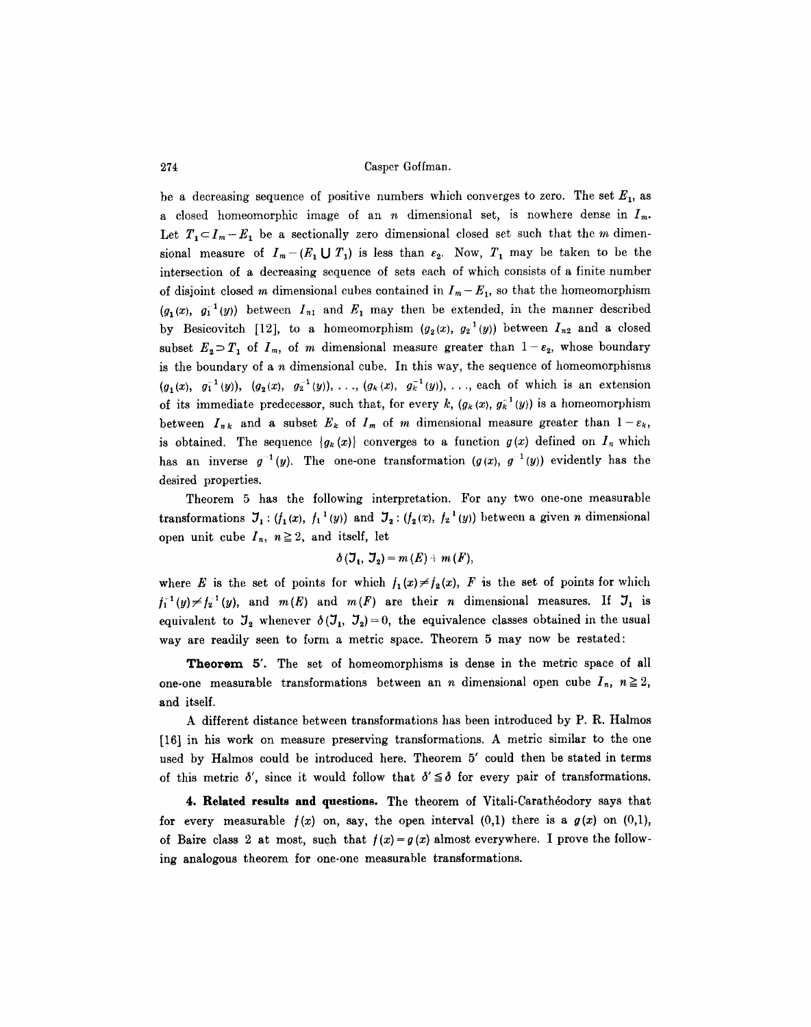be a decreasing sequence of positive numbers which converges to zero. The set $E_1$, as a closed homeomorphic image of an $n$ dimensional set, is nowhere dense in $I_m$. Let $T_1 \subset I_m - E_1$ be a sectionally zero dimensional closed set such that the $m$ dimensional measure of $I_m - (E_1 \cup T_1)$ is less than $\varepsilon_2$. Now, $T_1$ may be taken to be the intersection of a decreasing sequence of sets each of which consists of a finite number of disjoint closed $m$ dimensional cubes contained in $I_m - E_1$, so that the homeomorphism $(g_1(x), g_1^{-1}(y))$ between $I_{n1}$ and $E_1$ may then be extended, in the manner described by Besicovitch [12], to a homeomorphism $(g_2(x), g_2^{-1}(y))$ between $I_{n2}$ and a closed subset $E_2 \supset T_1$ of $I_m$, of $m$ dimensional measure greater than $1 - \varepsilon_2$, whose boundary is the boundary of a $n$ dimensional cube. In this way, the sequence of homeomorphisms $(g_1(x), g_1^{-1}(y))$, $(g_2(x), g_2^{-1}(y)), \ldots, (g_k(x), g_k^{-1}(y)), \ldots$, each of which is an extension of its immediate predecessor, such that, for every $k$, $(g_k(x), g_k^{-1}(y))$ is a homeomorphism between $I_{nk}$ and a subset $E_k$ of $I_m$ of $m$ dimensional measure greater than $1 - \varepsilon_k$, is obtained. The sequence $\{g_k(x)\}$ converges to a function $g(x)$ defined on $I_n$ which has an inverse $g^{-1}(y)$. The one-one transformation $(g(x), g^{-1}(y))$ evidently has the desired properties.

Theorem 5 has the following interpretation. For any two one-one measurable transformations $\mathfrak{J}_1 : (f_1(x), f_1^{-1}(y))$ and $\mathfrak{J}_2 : (f_2(x), f_2^{-1}(y))$ between a given $n$ dimensional open unit cube $I_n$, $n \geqq 2$, and itself, let

$$\delta(\mathfrak{J}_1, \mathfrak{J}_2) = m(E) + m(F),$$

where $E$ is the set of points for which $f_1(x) \neq f_2(x)$, $F$ is the set of points for which $f_1^{-1}(y) \neq f_2^{-1}(y)$, and $m(E)$ and $m(F)$ are their $n$ dimensional measures. If $\mathfrak{J}_1$ is equivalent to $\mathfrak{J}_2$ whenever $\delta(\mathfrak{J}_1, \mathfrak{J}_2) = 0$, the equivalence classes obtained in the usual way are readily seen to form a metric space. Theorem 5 may now be restated:

**Theorem 5'.** The set of homeomorphisms is dense in the metric space of all one-one measurable transformations between an $n$ dimensional open cube $I_n$, $n \geqq 2$, and itself.

A different distance between transformations has been introduced by P. R. Halmos [16] in his work on measure preserving transformations. A metric similar to the one used by Halmos could be introduced here. Theorem 5' could then be stated in terms of this metric $\delta'$, since it would follow that $\delta' \leqq \delta$ for every pair of transformations.

**4. Related results and questions.** The theorem of Vitali-Carathéodory says that for every measurable $f(x)$ on, say, the open interval $(0,1)$ there is a $g(x)$ on $(0,1)$, of Baire class 2 at most, such that $f(x) = g(x)$ almost everywhere. I prove the following analogous theorem for one-one measurable transformations.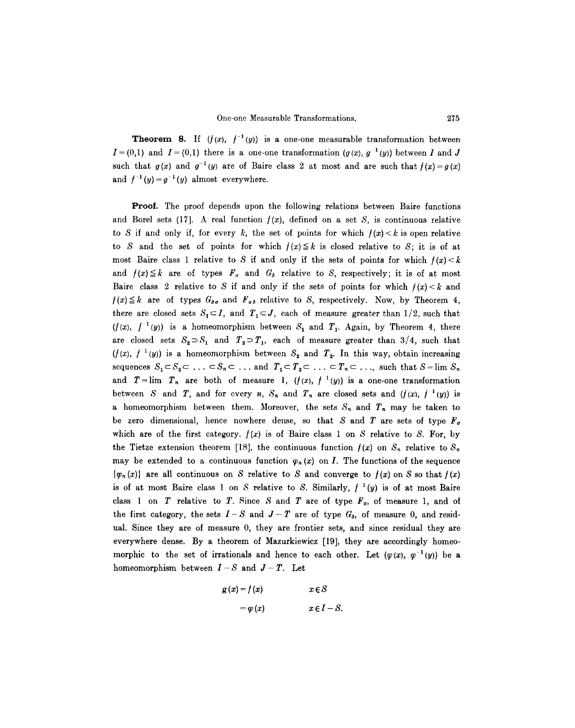**Theorem 8.** If $(f(x), f^{-1}(y))$ is a one-one measurable transformation between $I=(0,1)$ and $I=(0,1)$ there is a one-one transformation $(g(x), g^{-1}(y))$ between $I$ and $J$ such that $g(x)$ and $g^{-1}(y)$ are of Baire class 2 at most and are such that $f(x)=g(x)$ and $f^{-1}(y)=g^{-1}(y)$ almost everywhere.

**Proof.** The proof depends upon the following relations between Baire functions and Borel sets [17]. A real function $f(x)$, defined on a set $S$, is continuous relative to $S$ if and only if, for every $k$, the set of points for which $f(x)<k$ is open relative to $S$ and the set of points for which $f(x)\leqq k$ is closed relative to $S$; it is of at most Baire class 1 relative to $S$ if and only if the sets of points for which $f(x)<k$ and $f(x)\leqq k$ are of types $F_\sigma$ and $G_\delta$ relative to $S$, respectively; it is of at most Baire class 2 relative to $S$ if and only if the sets of points for which $f(x)<k$ and $f(x)\leqq k$ are of types $G_{\delta\sigma}$ and $F_{\sigma\delta}$ relative to $S$, respectively. Now, by Theorem 4, there are closed sets $S_1\subset I$, and $T_1\subset J$, each of measure greater than $1/2$, such that $(f(x), f^{-1}(y))$ is a homeomorphism between $S_1$ and $T_1$. Again, by Theorem 4, there are closed sets $S_2\supset S_1$ and $T_2\supset T_1$, each of measure greater than $3/4$, such that $(f(x), f^{-1}(y))$ is a homeomorphism between $S_2$ and $T_2$. In this way, obtain increasing sequences $S_1\subset S_2\subset \dots \subset S_n\subset \dots$ and $T_1\subset T_2\subset \dots \subset T_n\subset \dots$, such that $S=\lim S_n$ and $T=\lim T_n$ are both of measure 1, $(f(x), f^{-1}(y))$ is a one-one transformation between $S$ and $T$, and for every $n$, $S_n$ and $T_n$ are closed sets and $(f(x), f^{-1}(y))$ is a homeomorphism between them. Moreover, the sets $S_n$ and $T_n$ may be taken to be zero dimensional, hence nowhere dense, so that $S$ and $T$ are sets of type $F_\sigma$ which are of the first category. $f(x)$ is of Baire class 1 on $S$ relative to $S$. For, by the Tietze extension theorem [18], the continuous function $f(x)$ on $S_n$ relative to $S_n$ may be extended to a continuous function $\varphi_n(x)$ on $I$. The functions of the sequence $\{\varphi_n(x)\}$ are all continuous on $S$ relative to $S$ and converge to $f(x)$ on $S$ so that $f(x)$ is of at most Baire class 1 on $S$ relative to $S$. Similarly, $f^{-1}(y)$ is of at most Baire class 1 on $T$ relative to $T$. Since $S$ and $T$ are of type $F_\sigma$, of measure 1, and of the first category, the sets $I-S$ and $J-T$ are of type $G_\delta$, of measure 0, and residual. Since they are of measure 0, they are frontier sets, and since residual they are everywhere dense. By a theorem of Mazurkiewicz [19], they are accordingly homeomorphic to the set of irrationals and hence to each other. Let $(\varphi(x), \varphi^{-1}(y))$ be a homeomorphism between $I-S$ and $J-T$. Let

$$
\begin{aligned}
g(x) &= f(x) \qquad && x\in S \\
&= \varphi(x) \qquad && x\in I-S.
\end{aligned}
$$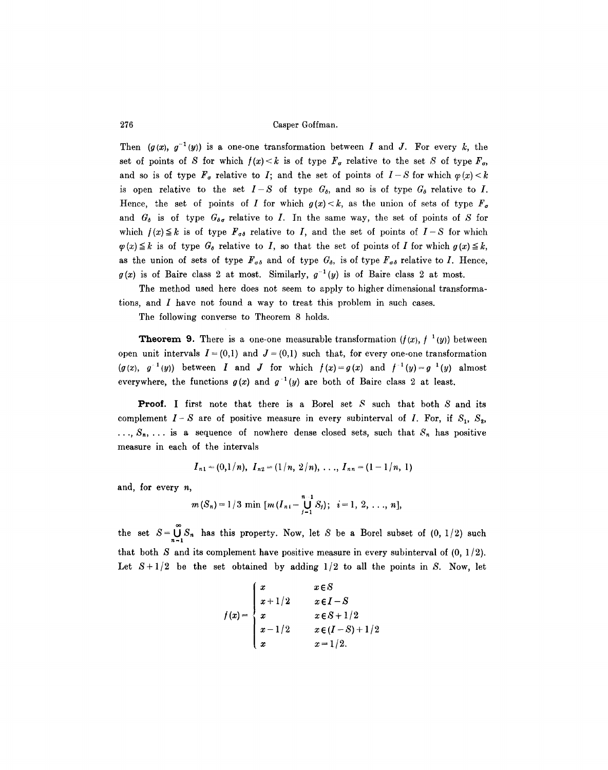Then $(g(x), g^{-1}(y))$ is a one-one transformation between $I$ and $J$. For every $k$, the set of points of $S$ for which $f(x) < k$ is of type $F_\sigma$ relative to the set $S$ of type $F_\sigma$, and so is of type $F_\sigma$ relative to $I$; and the set of points of $I - S$ for which $\varphi(x) < k$ is open relative to the set $I - S$ of type $G_\delta$, and so is of type $G_\delta$ relative to $I$. Hence, the set of points of $I$ for which $g(x) < k$, as the union of sets of type $F_\sigma$ and $G_\delta$ is of type $G_{\delta\sigma}$ relative to $I$. In the same way, the set of points of $S$ for which $f(x) \leqq k$ is of type $F_{\sigma\delta}$ relative to $I$, and the set of points of $I - S$ for which $\varphi(x) \leqq k$ is of type $G_\delta$ relative to $I$, so that the set of points of $I$ for which $g(x) \leqq k$, as the union of sets of type $F_{\sigma\delta}$ and of type $G_\delta$, is of type $F_{\sigma\delta}$ relative to $I$. Hence, $g(x)$ is of Baire class 2 at most. Similarly, $g^{-1}(y)$ is of Baire class 2 at most.

The method used here does not seem to apply to higher dimensional transformations, and I have not found a way to treat this problem in such cases.

The following converse to Theorem 8 holds.

**Theorem 9.** There is a one-one measurable transformation $(f(x), f^{-1}(y))$ between open unit intervals $I = (0,1)$ and $J = (0,1)$ such that, for every one-one transformation $(g(x), g^{-1}(y))$ between $I$ and $J$ for which $f(x) = g(x)$ and $f^{-1}(y) = g^{-1}(y)$ almost everywhere, the functions $g(x)$ and $g^{-1}(y)$ are both of Baire class 2 at least.

**Proof.** I first note that there is a Borel set $S$ such that both $S$ and its complement $I - S$ are of positive measure in every subinterval of $I$. For, if $S_1, S_2, \ldots, S_n, \ldots$ is a sequence of nowhere dense closed sets, such that $S_n$ has positive measure in each of the intervals

$$I_{n1} = (0, 1/n),\ I_{n2} = (1/n, 2/n), \ldots, I_{nn} = (1 - 1/n, 1)$$

and, for every $n$,

$$m(S_n) = 1/3 \min \left[m\left(I_{ni} - \bigcup_{j=1}^{n-1} S_j\right);\ i = 1, 2, \ldots, n\right],$$

the set $S = \bigcup_{n=1}^{\infty} S_n$ has this property. Now, let $S$ be a Borel subset of $(0, 1/2)$ such that both $S$ and its complement have positive measure in every subinterval of $(0, 1/2)$. Let $S + 1/2$ be the set obtained by adding $1/2$ to all the points in $S$. Now, let

$$f(x) = \begin{cases} x & x \in S \\ x + 1/2 & x \in I - S \\ x & x \in S + 1/2 \\ x - 1/2 & x \in (I - S) + 1/2 \\ x & x = 1/2. \end{cases}$$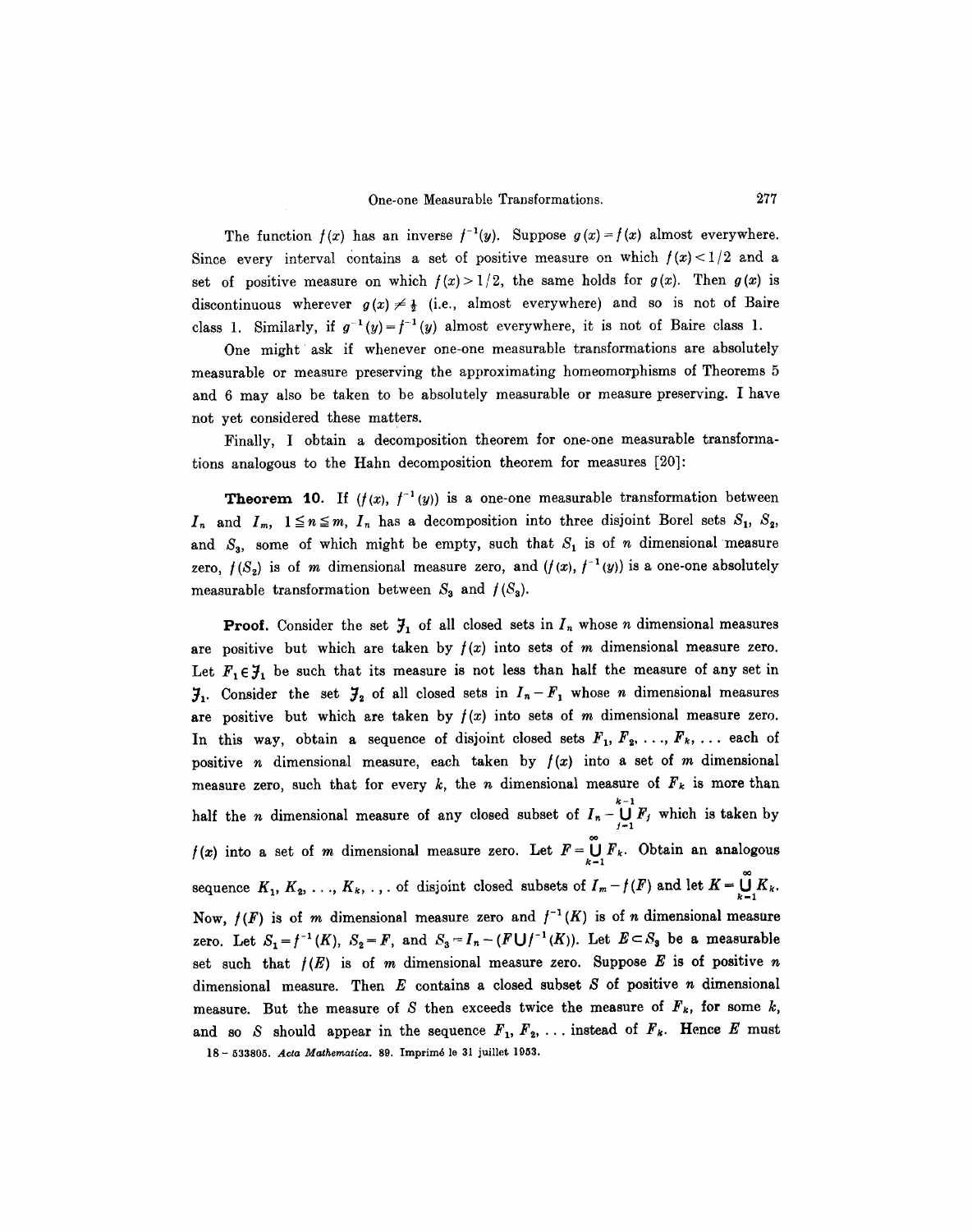The function $f(x)$ has an inverse $f^{-1}(y)$. Suppose $g(x) = f(x)$ almost everywhere. Since every interval contains a set of positive measure on which $f(x) < 1/2$ and a set of positive measure on which $f(x) > 1/2$, the same holds for $g(x)$. Then $g(x)$ is discontinuous wherever $g(x) \neq \frac{1}{2}$ (i.e., almost everywhere) and so is not of Baire class 1. Similarly, if $g^{-1}(y) = f^{-1}(y)$ almost everywhere, it is not of Baire class 1.

One might ask if whenever one-one measurable transformations are absolutely measurable or measure preserving the approximating homeomorphisms of Theorems 5 and 6 may also be taken to be absolutely measurable or measure preserving. I have not yet considered these matters.

Finally, I obtain a decomposition theorem for one-one measurable transformations analogous to the Hahn decomposition theorem for measures [20]:

**Theorem 10.** If $(f(x), f^{-1}(y))$ is a one-one measurable transformation between $I_n$ and $I_m$, $1 \leq n \leq m$, $I_n$ has a decomposition into three disjoint Borel sets $S_1$, $S_2$, and $S_3$, some of which might be empty, such that $S_1$ is of $n$ dimensional measure zero, $f(S_2)$ is of $m$ dimensional measure zero, and $(f(x), f^{-1}(y))$ is a one-one absolutely measurable transformation between $S_3$ and $f(S_3)$.

**Proof.** Consider the set $\mathcal{F}_1$ of all closed sets in $I_n$ whose $n$ dimensional measures are positive but which are taken by $f(x)$ into sets of $m$ dimensional measure zero. Let $F_1 \in \mathcal{F}_1$ be such that its measure is not less than half the measure of any set in $\mathcal{F}_1$. Consider the set $\mathcal{F}_2$ of all closed sets in $I_n - F_1$ whose $n$ dimensional measures are positive but which are taken by $f(x)$ into sets of $m$ dimensional measure zero. In this way, obtain a sequence of disjoint closed sets $F_1, F_2, \ldots, F_k, \ldots$ each of positive $n$ dimensional measure, each taken by $f(x)$ into a set of $m$ dimensional measure zero, such that for every $k$, the $n$ dimensional measure of $F_k$ is more than half the $n$ dimensional measure of any closed subset of $I_n - \bigcup_{j=1}^{k-1} F_j$ which is taken by $f(x)$ into a set of $m$ dimensional measure zero. Let $F = \bigcup_{k=1}^{\infty} F_k$. Obtain an analogous sequence $K_1, K_2, \ldots, K_k, \ldots$ of disjoint closed subsets of $I_m - f(F)$ and let $K = \bigcup_{k=1}^{\infty} K_k$. Now, $f(F)$ is of $m$ dimensional measure zero and $f^{-1}(K)$ is of $n$ dimensional measure zero. Let $S_1 = f^{-1}(K)$, $S_2 = F$, and $S_3 = I_n - (F \cup f^{-1}(K))$. Let $E \subset S_3$ be a measurable set such that $f(E)$ is of $m$ dimensional measure zero. Suppose $E$ is of positive $n$ dimensional measure. Then $E$ contains a closed subset $S$ of positive $n$ dimensional measure. But the measure of $S$ then exceeds twice the measure of $F_k$, for some $k$, and so $S$ should appear in the sequence $F_1, F_2, \ldots$ instead of $F_k$. Hence $E$ must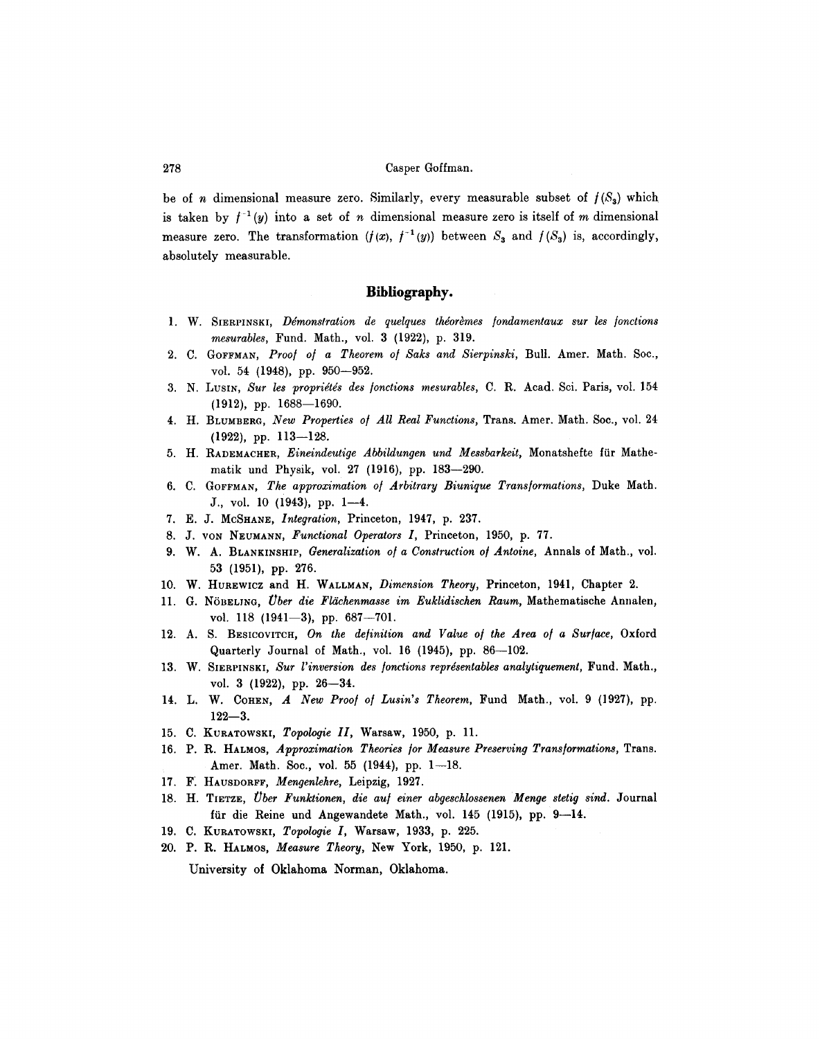be of $n$ dimensional measure zero. Similarly, every measurable subset of $f(S_3)$ which is taken by $f^{-1}(y)$ into a set of $n$ dimensional measure zero is itself of $m$ dimensional measure zero. The transformation $(f(x), f^{-1}(y))$ between $S_3$ and $f(S_3)$ is, accordingly, absolutely measurable.

## Bibliography.

1. W. Sierpinski, *Démonstration de quelques théorèmes fondamentaux sur les fonctions mesurables*, Fund. Math., vol. 3 (1922), p. 319.
2. C. Goffman, *Proof of a Theorem of Saks and Sierpinski*, Bull. Amer. Math. Soc., vol. 54 (1948), pp. 950—952.
3. N. Lusin, *Sur les propriétés des fonctions mesurables*, C. R. Acad. Sci. Paris, vol. 154 (1912), pp. 1688—1690.
4. H. Blumberg, *New Properties of All Real Functions*, Trans. Amer. Math. Soc., vol. 24 (1922), pp. 113—128.
5. H. Rademacher, *Eineindeutige Abbildungen und Messbarkeit*, Monatshefte für Mathematik und Physik, vol. 27 (1916), pp. 183—290.
6. C. Goffman, *The approximation of Arbitrary Biunique Transformations*, Duke Math. J., vol. 10 (1943), pp. 1—4.
7. E. J. McShane, *Integration*, Princeton, 1947, p. 237.
8. J. von Neumann, *Functional Operators I*, Princeton, 1950, p. 77.
9. W. A. Blankinship, *Generalization of a Construction of Antoine*, Annals of Math., vol. 53 (1951), pp. 276.
10. W. Hurewicz and H. Wallman, *Dimension Theory*, Princeton, 1941, Chapter 2.
11. G. Nöbeling, *Über die Flächenmasse im Euklidischen Raum*, Mathematische Annalen, vol. 118 (1941—3), pp. 687—701.
12. A. S. Besicovitch, *On the definition and Value of the Area of a Surface*, Oxford Quarterly Journal of Math., vol. 16 (1945), pp. 86—102.
13. W. Sierpinski, *Sur l'inversion des fonctions représentables analytiquement*, Fund. Math., vol. 3 (1922), pp. 26—34.
14. L. W. Cohen, *A New Proof of Lusin's Theorem*, Fund Math., vol. 9 (1927), pp. 122—3.
15. C. Kuratowski, *Topologie II*, Warsaw, 1950, p. 11.
16. P. R. Halmos, *Approximation Theories for Measure Preserving Transformations*, Trans. Amer. Math. Soc., vol. 55 (1944), pp. 1—18.
17. F. Hausdorff, *Mengenlehre*, Leipzig, 1927.
18. H. Tietze, *Über Funktionen, die auf einer abgeschlossenen Menge stetig sind*. Journal für die Reine und Angewandete Math., vol. 145 (1915), pp. 9—14.
19. C. Kuratowski, *Topologie I*, Warsaw, 1933, p. 225.
20. P. R. Halmos, *Measure Theory*, New York, 1950, p. 121.

University of Oklahoma Norman, Oklahoma.